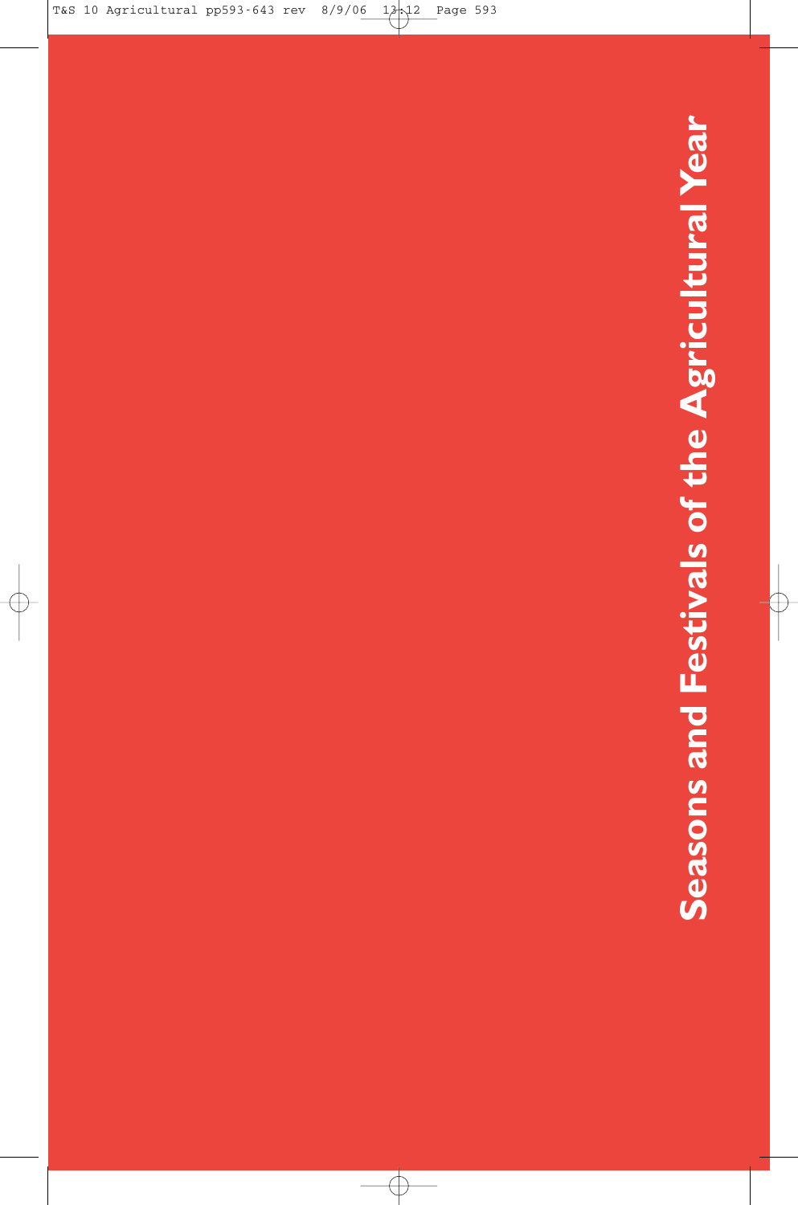# Seasons and Festivals of the Agricultural Year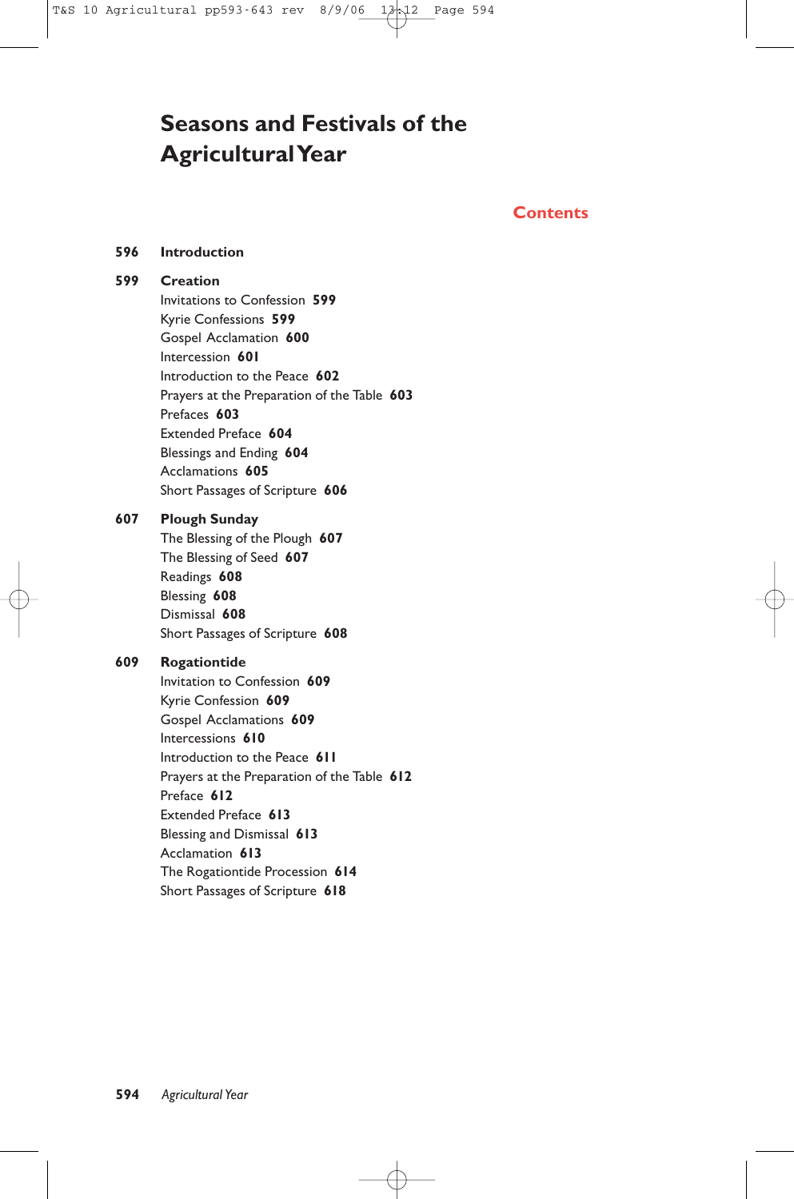# Seasons and Festivals of the Agricultural Year

## Contents

**596** **Introduction**

**599** **Creation**
- Invitations to Confession **599**
- Kyrie Confessions **599**
- Gospel Acclamation **600**
- Intercession **601**
- Introduction to the Peace **602**
- Prayers at the Preparation of the Table **603**
- Prefaces **603**
- Extended Preface **604**
- Blessings and Ending **604**
- Acclamations **605**
- Short Passages of Scripture **606**

**607** **Plough Sunday**
- The Blessing of the Plough **607**
- The Blessing of Seed **607**
- Readings **608**
- Blessing **608**
- Dismissal **608**
- Short Passages of Scripture **608**

**609** **Rogationtide**
- Invitation to Confession **609**
- Kyrie Confession **609**
- Gospel Acclamations **609**
- Intercessions **610**
- Introduction to the Peace **611**
- Prayers at the Preparation of the Table **612**
- Preface **612**
- Extended Preface **613**
- Blessing and Dismissal **613**
- Acclamation **613**
- The Rogationtide Procession **614**
- Short Passages of Scripture **618**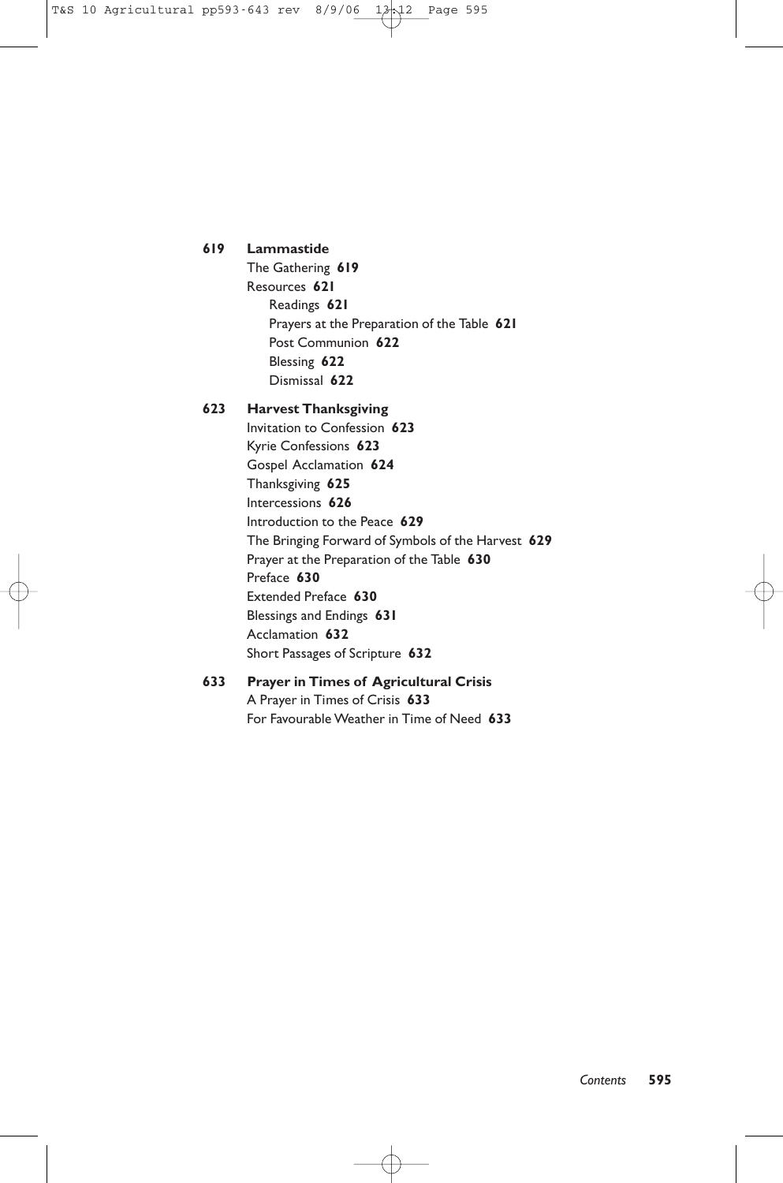**619 Lammastide**

- The Gathering **619**
- Resources **621**
  - Readings **621**
  - Prayers at the Preparation of the Table **621**
  - Post Communion **622**
  - Blessing **622**
  - Dismissal **622**

**623 Harvest Thanksgiving**

- Invitation to Confession **623**
- Kyrie Confessions **623**
- Gospel Acclamation **624**
- Thanksgiving **625**
- Intercessions **626**
- Introduction to the Peace **629**
- The Bringing Forward of Symbols of the Harvest **629**
- Prayer at the Preparation of the Table **630**
- Preface **630**
- Extended Preface **630**
- Blessings and Endings **631**
- Acclamation **632**
- Short Passages of Scripture **632**

**633 Prayer in Times of Agricultural Crisis**

- A Prayer in Times of Crisis **633**
- For Favourable Weather in Time of Need **633**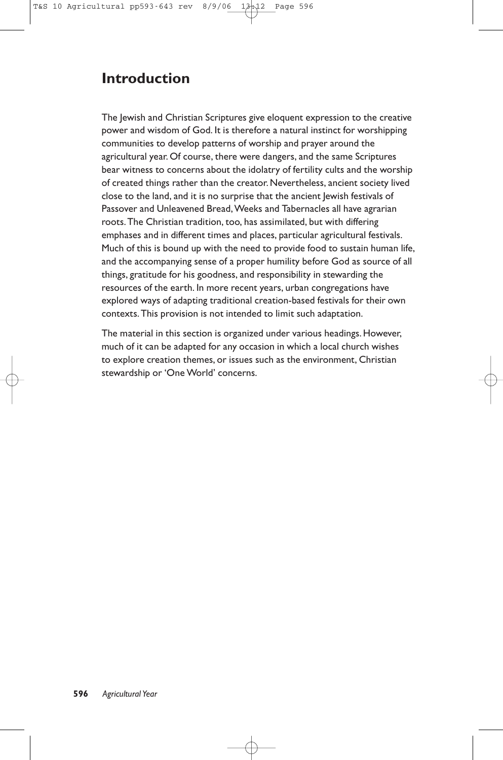# Introduction

The Jewish and Christian Scriptures give eloquent expression to the creative power and wisdom of God. It is therefore a natural instinct for worshipping communities to develop patterns of worship and prayer around the agricultural year. Of course, there were dangers, and the same Scriptures bear witness to concerns about the idolatry of fertility cults and the worship of created things rather than the creator. Nevertheless, ancient society lived close to the land, and it is no surprise that the ancient Jewish festivals of Passover and Unleavened Bread, Weeks and Tabernacles all have agrarian roots. The Christian tradition, too, has assimilated, but with differing emphases and in different times and places, particular agricultural festivals. Much of this is bound up with the need to provide food to sustain human life, and the accompanying sense of a proper humility before God as source of all things, gratitude for his goodness, and responsibility in stewarding the resources of the earth. In more recent years, urban congregations have explored ways of adapting traditional creation-based festivals for their own contexts. This provision is not intended to limit such adaptation.

The material in this section is organized under various headings. However, much of it can be adapted for any occasion in which a local church wishes to explore creation themes, or issues such as the environment, Christian stewardship or 'One World' concerns.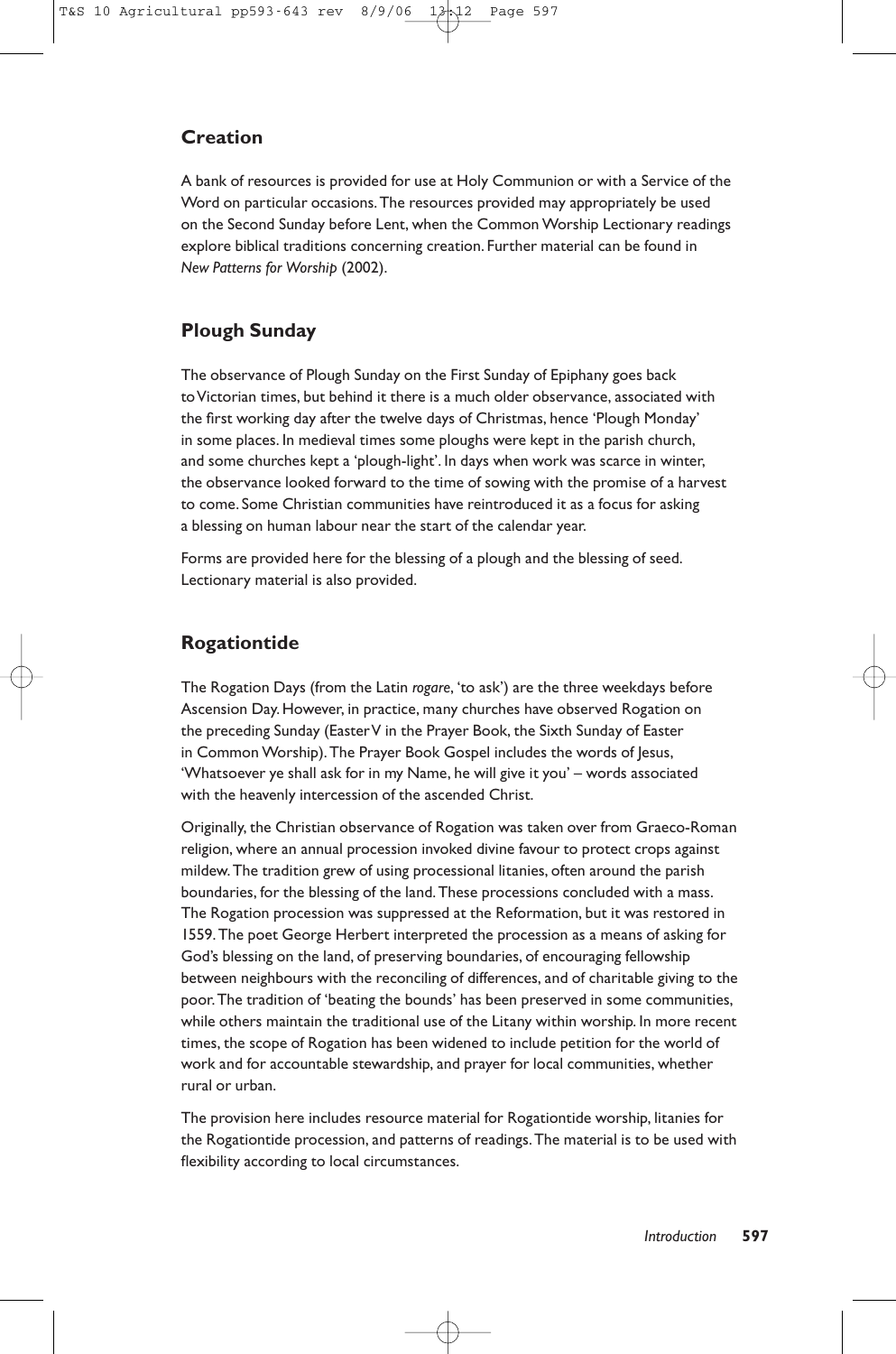## Creation

A bank of resources is provided for use at Holy Communion or with a Service of the Word on particular occasions. The resources provided may appropriately be used on the Second Sunday before Lent, when the Common Worship Lectionary readings explore biblical traditions concerning creation. Further material can be found in *New Patterns for Worship* (2002).

## Plough Sunday

The observance of Plough Sunday on the First Sunday of Epiphany goes back to Victorian times, but behind it there is a much older observance, associated with the first working day after the twelve days of Christmas, hence 'Plough Monday' in some places. In medieval times some ploughs were kept in the parish church, and some churches kept a 'plough-light'. In days when work was scarce in winter, the observance looked forward to the time of sowing with the promise of a harvest to come. Some Christian communities have reintroduced it as a focus for asking a blessing on human labour near the start of the calendar year.

Forms are provided here for the blessing of a plough and the blessing of seed. Lectionary material is also provided.

## Rogationtide

The Rogation Days (from the Latin *rogare*, 'to ask') are the three weekdays before Ascension Day. However, in practice, many churches have observed Rogation on the preceding Sunday (Easter V in the Prayer Book, the Sixth Sunday of Easter in Common Worship). The Prayer Book Gospel includes the words of Jesus, 'Whatsoever ye shall ask for in my Name, he will give it you' – words associated with the heavenly intercession of the ascended Christ.

Originally, the Christian observance of Rogation was taken over from Graeco-Roman religion, where an annual procession invoked divine favour to protect crops against mildew. The tradition grew of using processional litanies, often around the parish boundaries, for the blessing of the land. These processions concluded with a mass. The Rogation procession was suppressed at the Reformation, but it was restored in 1559. The poet George Herbert interpreted the procession as a means of asking for God's blessing on the land, of preserving boundaries, of encouraging fellowship between neighbours with the reconciling of differences, and of charitable giving to the poor. The tradition of 'beating the bounds' has been preserved in some communities, while others maintain the traditional use of the Litany within worship. In more recent times, the scope of Rogation has been widened to include petition for the world of work and for accountable stewardship, and prayer for local communities, whether rural or urban.

The provision here includes resource material for Rogationtide worship, litanies for the Rogationtide procession, and patterns of readings. The material is to be used with flexibility according to local circumstances.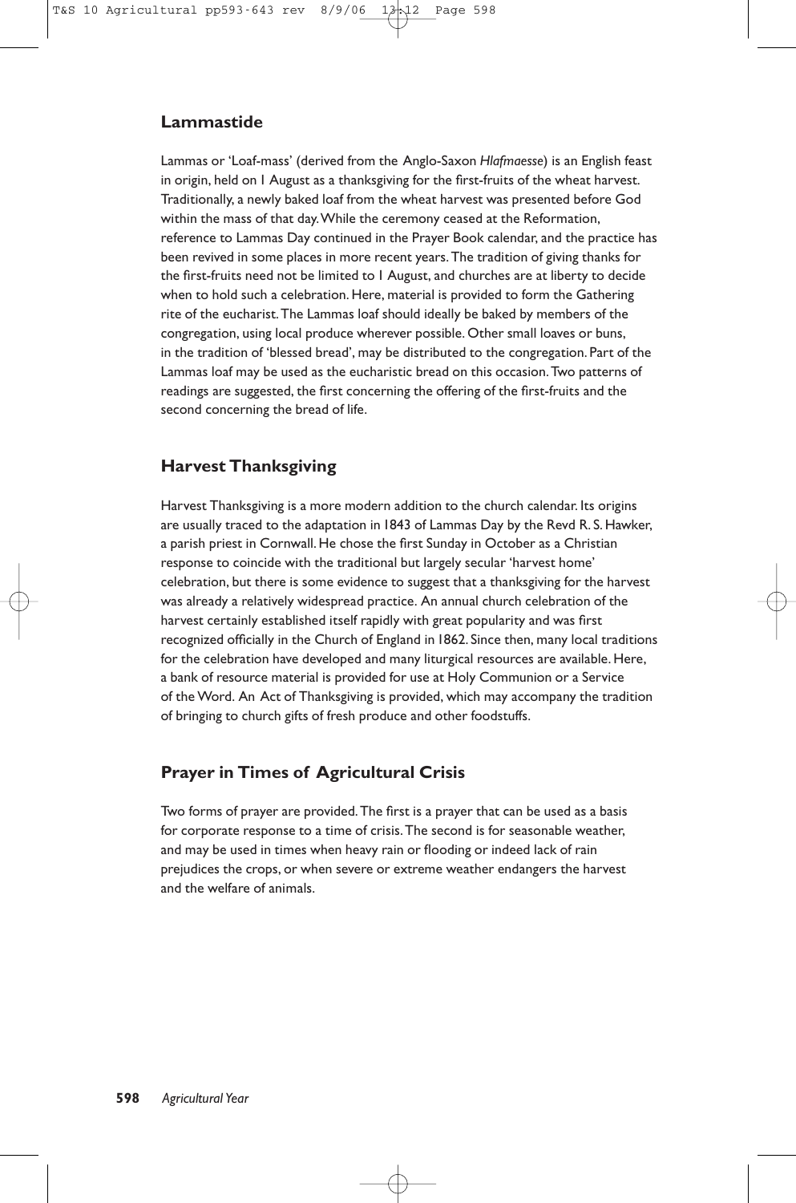## Lammastide

Lammas or 'Loaf-mass' (derived from the Anglo-Saxon *Hlafmaesse*) is an English feast in origin, held on 1 August as a thanksgiving for the first-fruits of the wheat harvest. Traditionally, a newly baked loaf from the wheat harvest was presented before God within the mass of that day. While the ceremony ceased at the Reformation, reference to Lammas Day continued in the Prayer Book calendar, and the practice has been revived in some places in more recent years. The tradition of giving thanks for the first-fruits need not be limited to 1 August, and churches are at liberty to decide when to hold such a celebration. Here, material is provided to form the Gathering rite of the eucharist. The Lammas loaf should ideally be baked by members of the congregation, using local produce wherever possible. Other small loaves or buns, in the tradition of 'blessed bread', may be distributed to the congregation. Part of the Lammas loaf may be used as the eucharistic bread on this occasion. Two patterns of readings are suggested, the first concerning the offering of the first-fruits and the second concerning the bread of life.

## Harvest Thanksgiving

Harvest Thanksgiving is a more modern addition to the church calendar. Its origins are usually traced to the adaptation in 1843 of Lammas Day by the Revd R. S. Hawker, a parish priest in Cornwall. He chose the first Sunday in October as a Christian response to coincide with the traditional but largely secular 'harvest home' celebration, but there is some evidence to suggest that a thanksgiving for the harvest was already a relatively widespread practice. An annual church celebration of the harvest certainly established itself rapidly with great popularity and was first recognized officially in the Church of England in 1862. Since then, many local traditions for the celebration have developed and many liturgical resources are available. Here, a bank of resource material is provided for use at Holy Communion or a Service of the Word. An Act of Thanksgiving is provided, which may accompany the tradition of bringing to church gifts of fresh produce and other foodstuffs.

## Prayer in Times of Agricultural Crisis

Two forms of prayer are provided. The first is a prayer that can be used as a basis for corporate response to a time of crisis. The second is for seasonable weather, and may be used in times when heavy rain or flooding or indeed lack of rain prejudices the crops, or when severe or extreme weather endangers the harvest and the welfare of animals.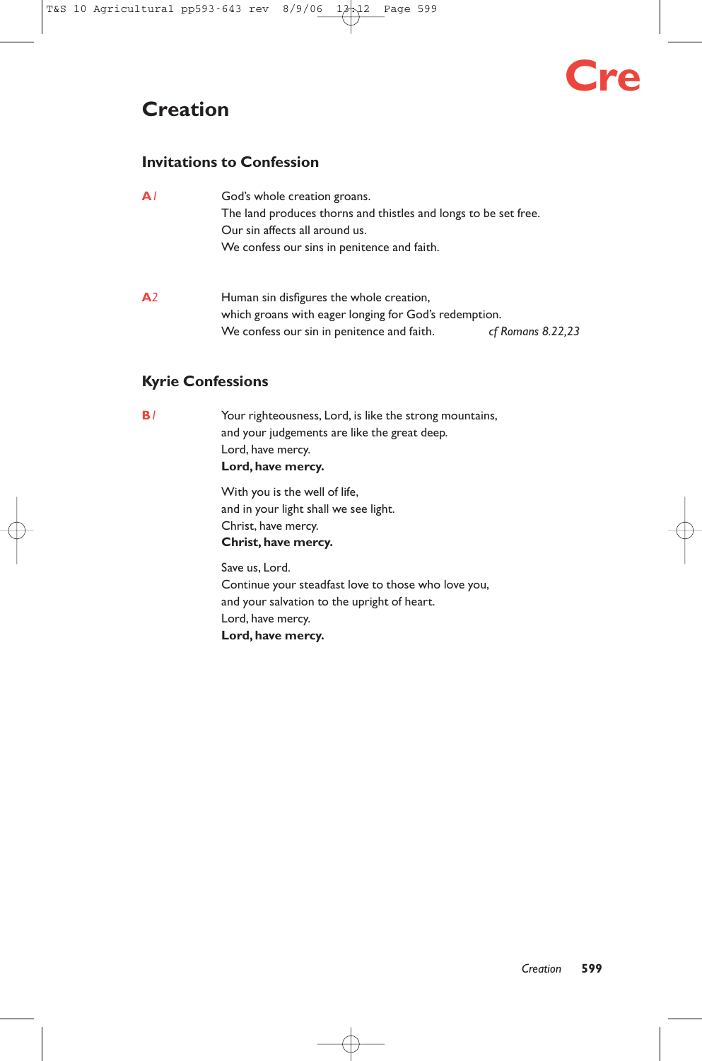# Creation

## Invitations to Confession

**A1**

God's whole creation groans.
The land produces thorns and thistles and longs to be set free.
Our sin affects all around us.
We confess our sins in penitence and faith.

**A2**

Human sin disfigures the whole creation,
which groans with eager longing for God's redemption.
We confess our sin in penitence and faith. *cf Romans 8.22,23*

## Kyrie Confessions

**B1**

Your righteousness, Lord, is like the strong mountains,
and your judgements are like the great deep.
Lord, have mercy.
**Lord, have mercy.**

With you is the well of life,
and in your light shall we see light.
Christ, have mercy.
**Christ, have mercy.**

Save us, Lord.
Continue your steadfast love to those who love you,
and your salvation to the upright of heart.
Lord, have mercy.
**Lord, have mercy.**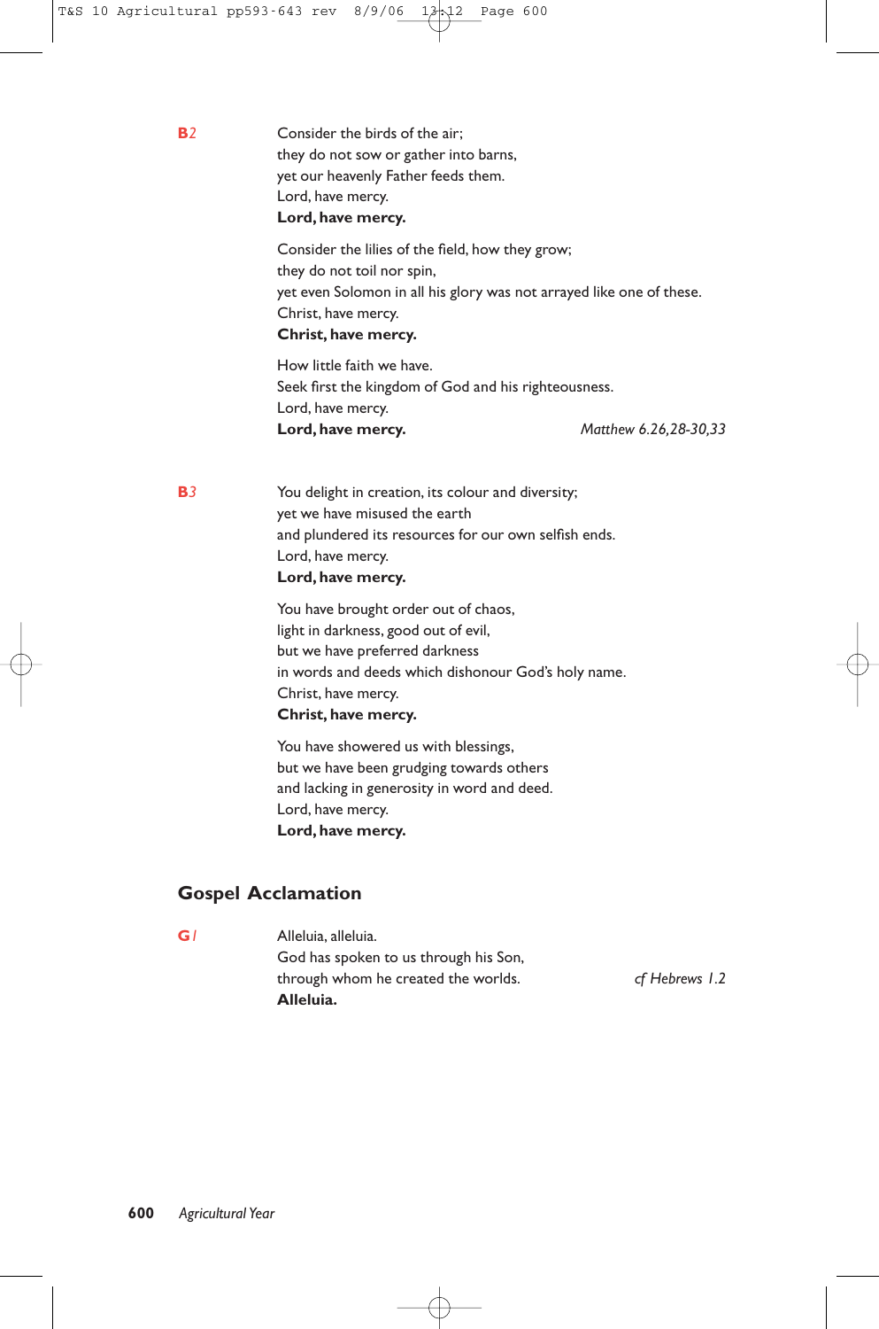**B***2*

Consider the birds of the air;
they do not sow or gather into barns,
yet our heavenly Father feeds them.
Lord, have mercy.
**Lord, have mercy.**

Consider the lilies of the field, how they grow;
they do not toil nor spin,
yet even Solomon in all his glory was not arrayed like one of these.
Christ, have mercy.
**Christ, have mercy.**

How little faith we have.
Seek first the kingdom of God and his righteousness.
Lord, have mercy.
**Lord, have mercy.** *Matthew 6.26,28-30,33*

**B***3*

You delight in creation, its colour and diversity;
yet we have misused the earth
and plundered its resources for our own selfish ends.
Lord, have mercy.
**Lord, have mercy.**

You have brought order out of chaos,
light in darkness, good out of evil,
but we have preferred darkness
in words and deeds which dishonour God's holy name.
Christ, have mercy.
**Christ, have mercy.**

You have showered us with blessings,
but we have been grudging towards others
and lacking in generosity in word and deed.
Lord, have mercy.
**Lord, have mercy.**

## Gospel Acclamation

**G***1*

Alleluia, alleluia.
God has spoken to us through his Son,
through whom he created the worlds. *cf Hebrews 1.2*
**Alleluia.**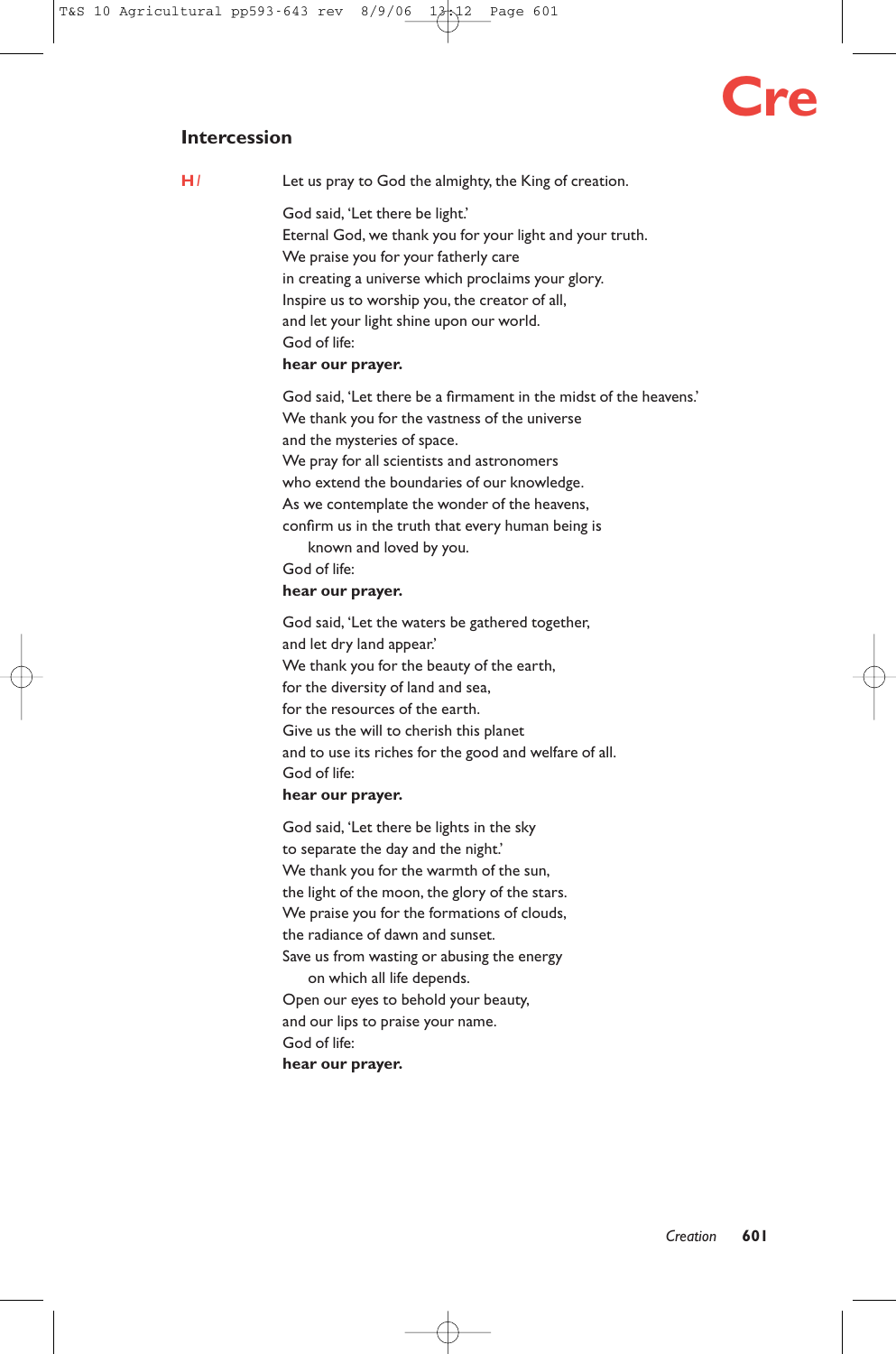## Intercession

**H** *I* Let us pray to God the almighty, the King of creation.

God said, 'Let there be light.'
Eternal God, we thank you for your light and your truth.
We praise you for your fatherly care
in creating a universe which proclaims your glory.
Inspire us to worship you, the creator of all,
and let your light shine upon our world.
God of life:
**hear our prayer.**

God said, 'Let there be a firmament in the midst of the heavens.'
We thank you for the vastness of the universe
and the mysteries of space.
We pray for all scientists and astronomers
who extend the boundaries of our knowledge.
As we contemplate the wonder of the heavens,
confirm us in the truth that every human being is
known and loved by you.
God of life:
**hear our prayer.**

God said, 'Let the waters be gathered together,
and let dry land appear.'
We thank you for the beauty of the earth,
for the diversity of land and sea,
for the resources of the earth.
Give us the will to cherish this planet
and to use its riches for the good and welfare of all.
God of life:
**hear our prayer.**

God said, 'Let there be lights in the sky
to separate the day and the night.'
We thank you for the warmth of the sun,
the light of the moon, the glory of the stars.
We praise you for the formations of clouds,
the radiance of dawn and sunset.
Save us from wasting or abusing the energy
on which all life depends.
Open our eyes to behold your beauty,
and our lips to praise your name.
God of life:
**hear our prayer.**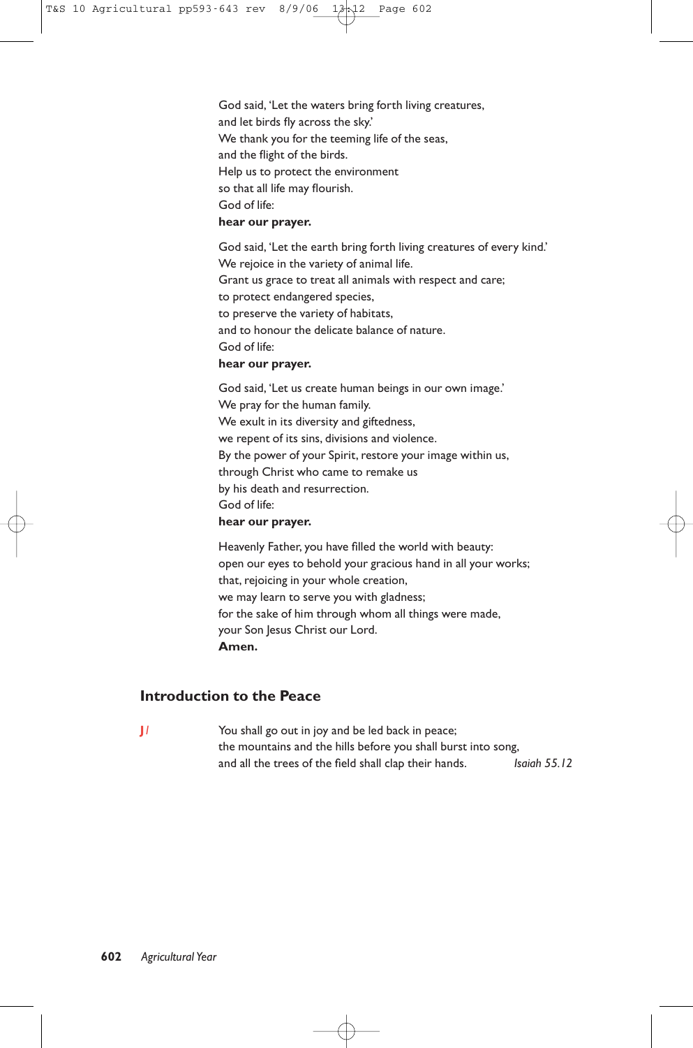God said, 'Let the waters bring forth living creatures,
and let birds fly across the sky.'
We thank you for the teeming life of the seas,
and the flight of the birds.
Help us to protect the environment
so that all life may flourish.
God of life:
**hear our prayer.**

God said, 'Let the earth bring forth living creatures of every kind.'
We rejoice in the variety of animal life.
Grant us grace to treat all animals with respect and care;
to protect endangered species,
to preserve the variety of habitats,
and to honour the delicate balance of nature.
God of life:
**hear our prayer.**

God said, 'Let us create human beings in our own image.'
We pray for the human family.
We exult in its diversity and giftedness,
we repent of its sins, divisions and violence.
By the power of your Spirit, restore your image within us,
through Christ who came to remake us
by his death and resurrection.
God of life:
**hear our prayer.**

Heavenly Father, you have filled the world with beauty:
open our eyes to behold your gracious hand in all your works;
that, rejoicing in your whole creation,
we may learn to serve you with gladness;
for the sake of him through whom all things were made,
your Son Jesus Christ our Lord.
**Amen.**

## Introduction to the Peace

**J**/ You shall go out in joy and be led back in peace;
the mountains and the hills before you shall burst into song,
and all the trees of the field shall clap their hands. *Isaiah 55.12*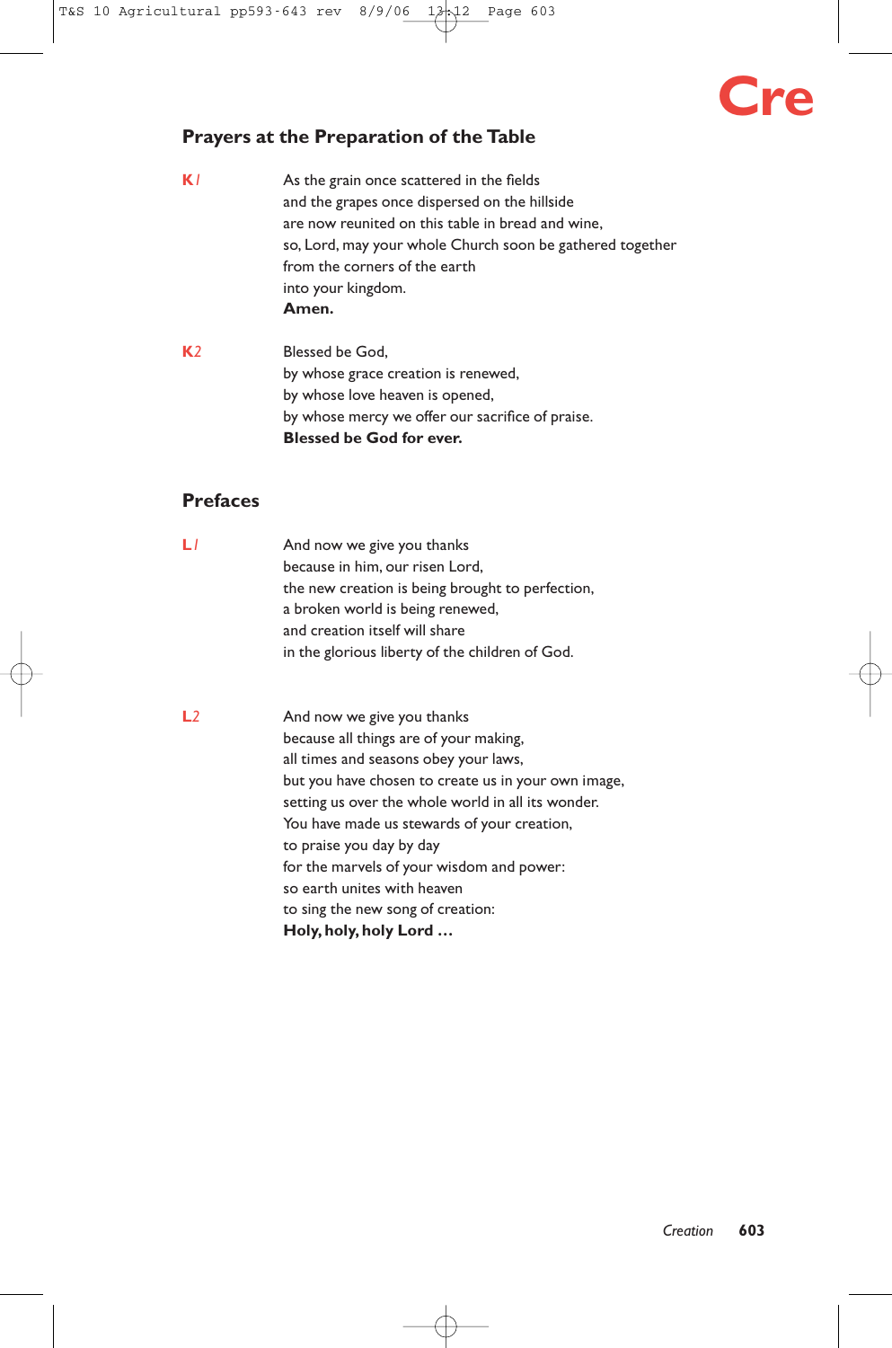## Prayers at the Preparation of the Table

**K1**

As the grain once scattered in the fields
and the grapes once dispersed on the hillside
are now reunited on this table in bread and wine,
so, Lord, may your whole Church soon be gathered together
from the corners of the earth
into your kingdom.
**Amen.**

**K2**

Blessed be God,
by whose grace creation is renewed,
by whose love heaven is opened,
by whose mercy we offer our sacrifice of praise.
**Blessed be God for ever.**

## Prefaces

**L1**

And now we give you thanks
because in him, our risen Lord,
the new creation is being brought to perfection,
a broken world is being renewed,
and creation itself will share
in the glorious liberty of the children of God.

**L2**

And now we give you thanks
because all things are of your making,
all times and seasons obey your laws,
but you have chosen to create us in your own image,
setting us over the whole world in all its wonder.
You have made us stewards of your creation,
to praise you day by day
for the marvels of your wisdom and power:
so earth unites with heaven
to sing the new song of creation:
**Holy, holy, holy Lord …**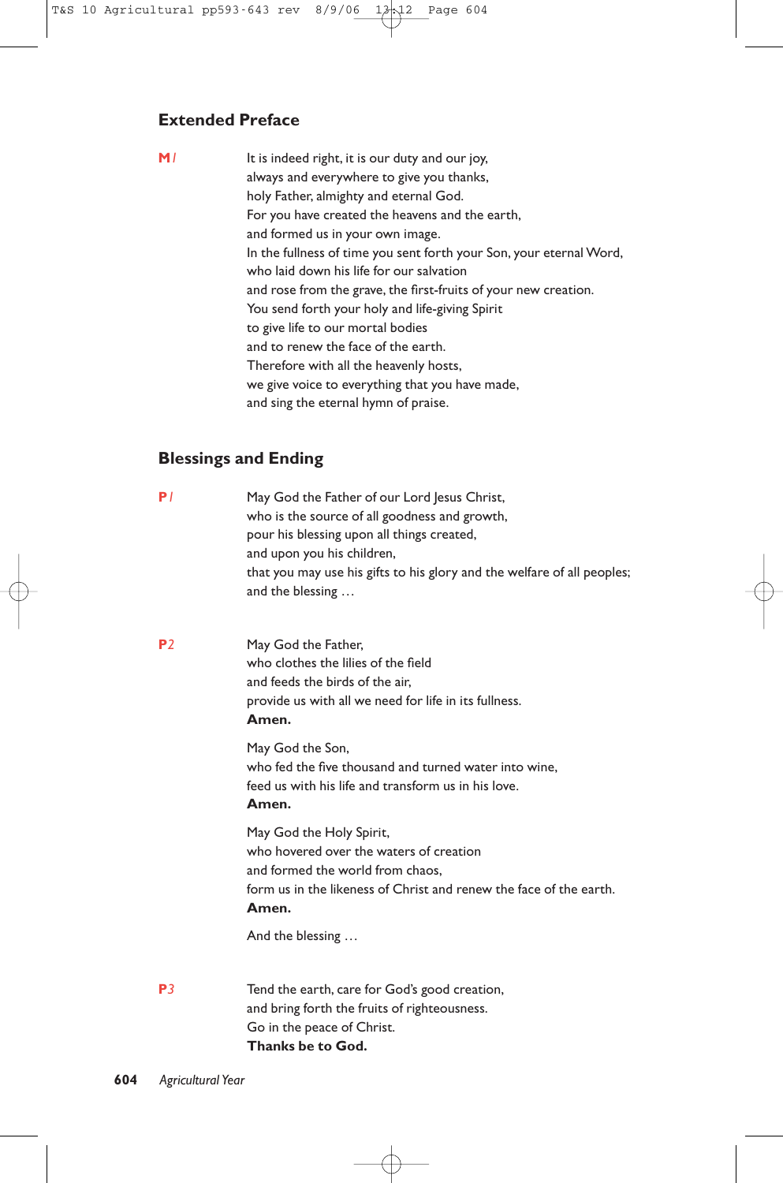## Extended Preface

**M1**

It is indeed right, it is our duty and our joy,
always and everywhere to give you thanks,
holy Father, almighty and eternal God.
For you have created the heavens and the earth,
and formed us in your own image.
In the fullness of time you sent forth your Son, your eternal Word,
who laid down his life for our salvation
and rose from the grave, the first-fruits of your new creation.
You send forth your holy and life-giving Spirit
to give life to our mortal bodies
and to renew the face of the earth.
Therefore with all the heavenly hosts,
we give voice to everything that you have made,
and sing the eternal hymn of praise.

## Blessings and Ending

**P1**

May God the Father of our Lord Jesus Christ,
who is the source of all goodness and growth,
pour his blessing upon all things created,
and upon you his children,
that you may use his gifts to his glory and the welfare of all peoples;
and the blessing …

**P2**

May God the Father,
who clothes the lilies of the field
and feeds the birds of the air,
provide us with all we need for life in its fullness.
**Amen.**

May God the Son,
who fed the five thousand and turned water into wine,
feed us with his life and transform us in his love.
**Amen.**

May God the Holy Spirit,
who hovered over the waters of creation
and formed the world from chaos,
form us in the likeness of Christ and renew the face of the earth.
**Amen.**

And the blessing …

**P3**

Tend the earth, care for God's good creation,
and bring forth the fruits of righteousness.
Go in the peace of Christ.
**Thanks be to God.**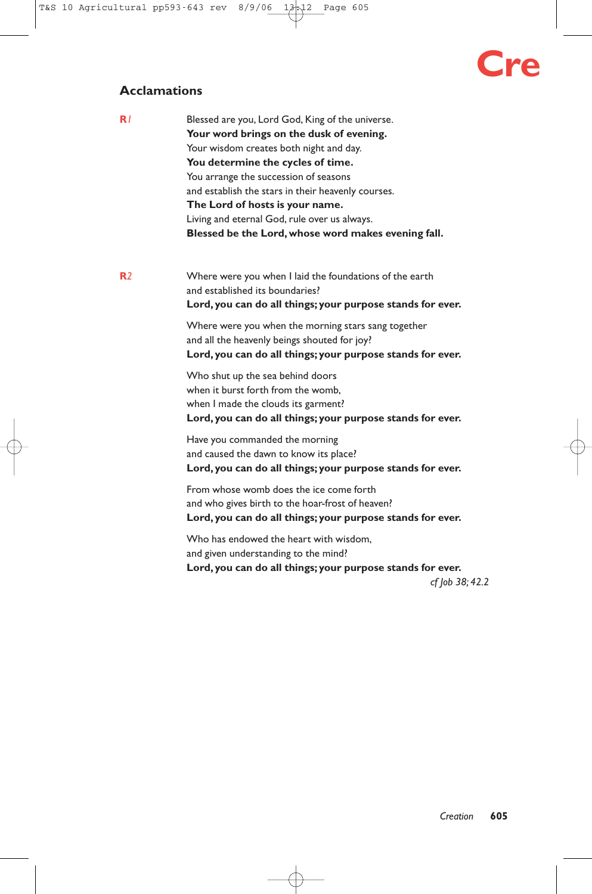## Acclamations

**R1**

Blessed are you, Lord God, King of the universe.
**Your word brings on the dusk of evening.**
Your wisdom creates both night and day.
**You determine the cycles of time.**
You arrange the succession of seasons
and establish the stars in their heavenly courses.
**The Lord of hosts is your name.**
Living and eternal God, rule over us always.
**Blessed be the Lord, whose word makes evening fall.**

**R2**

Where were you when I laid the foundations of the earth
and established its boundaries?
**Lord, you can do all things; your purpose stands for ever.**

Where were you when the morning stars sang together
and all the heavenly beings shouted for joy?
**Lord, you can do all things; your purpose stands for ever.**

Who shut up the sea behind doors
when it burst forth from the womb,
when I made the clouds its garment?
**Lord, you can do all things; your purpose stands for ever.**

Have you commanded the morning
and caused the dawn to know its place?
**Lord, you can do all things; your purpose stands for ever.**

From whose womb does the ice come forth
and who gives birth to the hoar-frost of heaven?
**Lord, you can do all things; your purpose stands for ever.**

Who has endowed the heart with wisdom,
and given understanding to the mind?
**Lord, you can do all things; your purpose stands for ever.**

*cf Job 38; 42.2*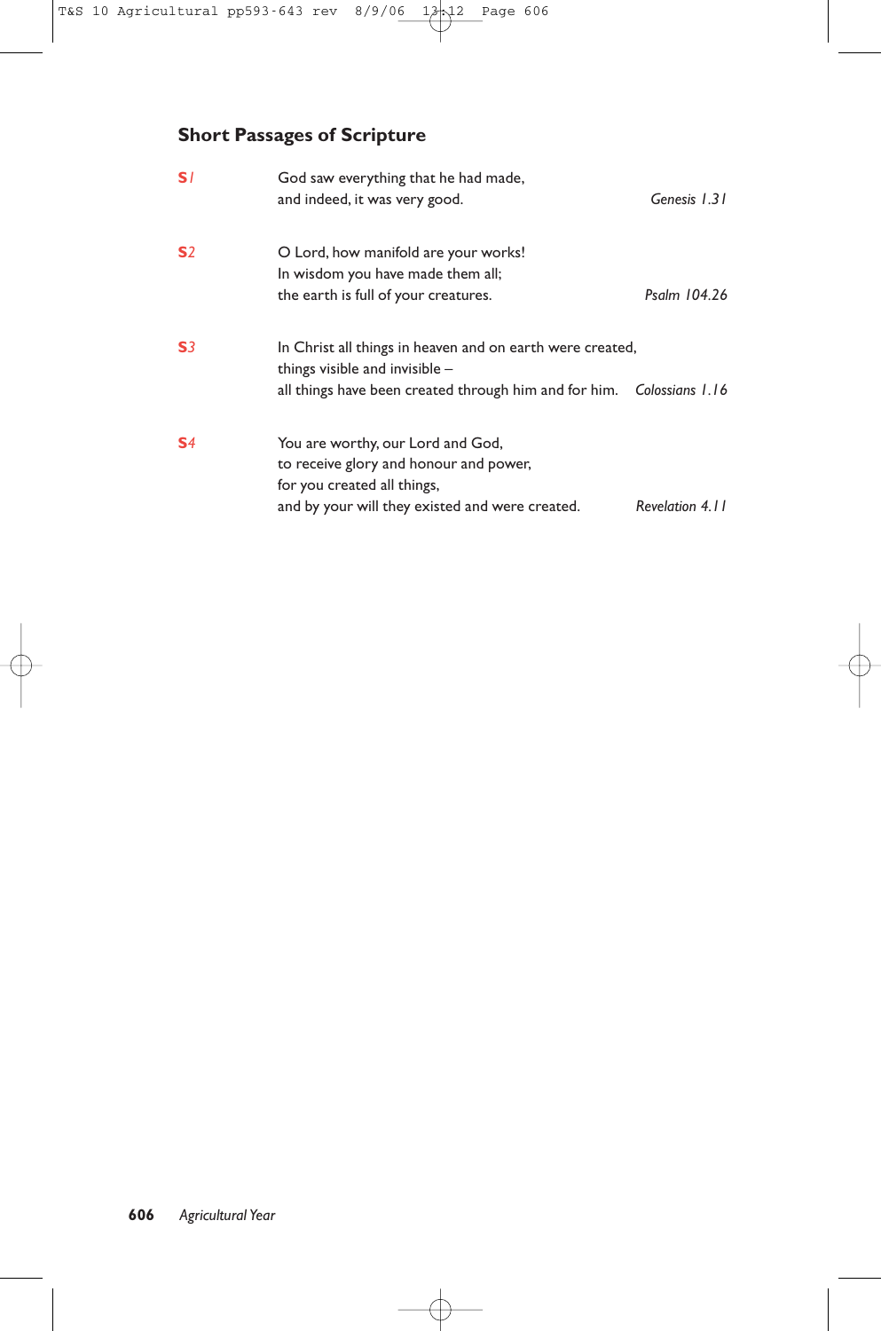## Short Passages of Scripture

**S1** God saw everything that he had made,
and indeed, it was very good. *Genesis 1.31*

**S2** O Lord, how manifold are your works!
In wisdom you have made them all;
the earth is full of your creatures. *Psalm 104.26*

**S3** In Christ all things in heaven and on earth were created,
things visible and invisible –
all things have been created through him and for him. *Colossians 1.16*

**S4** You are worthy, our Lord and God,
to receive glory and honour and power,
for you created all things,
and by your will they existed and were created. *Revelation 4.11*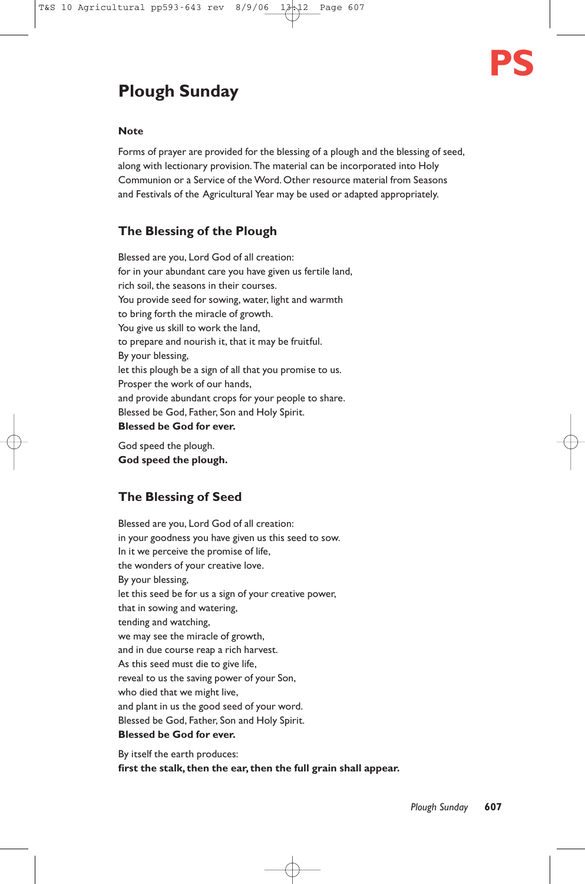# Plough Sunday

### Note

Forms of prayer are provided for the blessing of a plough and the blessing of seed, along with lectionary provision. The material can be incorporated into Holy Communion or a Service of the Word. Other resource material from Seasons and Festivals of the Agricultural Year may be used or adapted appropriately.

## The Blessing of the Plough

Blessed are you, Lord God of all creation:
for in your abundant care you have given us fertile land,
rich soil, the seasons in their courses.
You provide seed for sowing, water, light and warmth
to bring forth the miracle of growth.
You give us skill to work the land,
to prepare and nourish it, that it may be fruitful.
By your blessing,
let this plough be a sign of all that you promise to us.
Prosper the work of our hands,
and provide abundant crops for your people to share.
Blessed be God, Father, Son and Holy Spirit.
**Blessed be God for ever.**

God speed the plough.
**God speed the plough.**

## The Blessing of Seed

Blessed are you, Lord God of all creation:
in your goodness you have given us this seed to sow.
In it we perceive the promise of life,
the wonders of your creative love.
By your blessing,
let this seed be for us a sign of your creative power,
that in sowing and watering,
tending and watching,
we may see the miracle of growth,
and in due course reap a rich harvest.
As this seed must die to give life,
reveal to us the saving power of your Son,
who died that we might live,
and plant in us the good seed of your word.
Blessed be God, Father, Son and Holy Spirit.
**Blessed be God for ever.**

By itself the earth produces:
**first the stalk, then the ear, then the full grain shall appear.**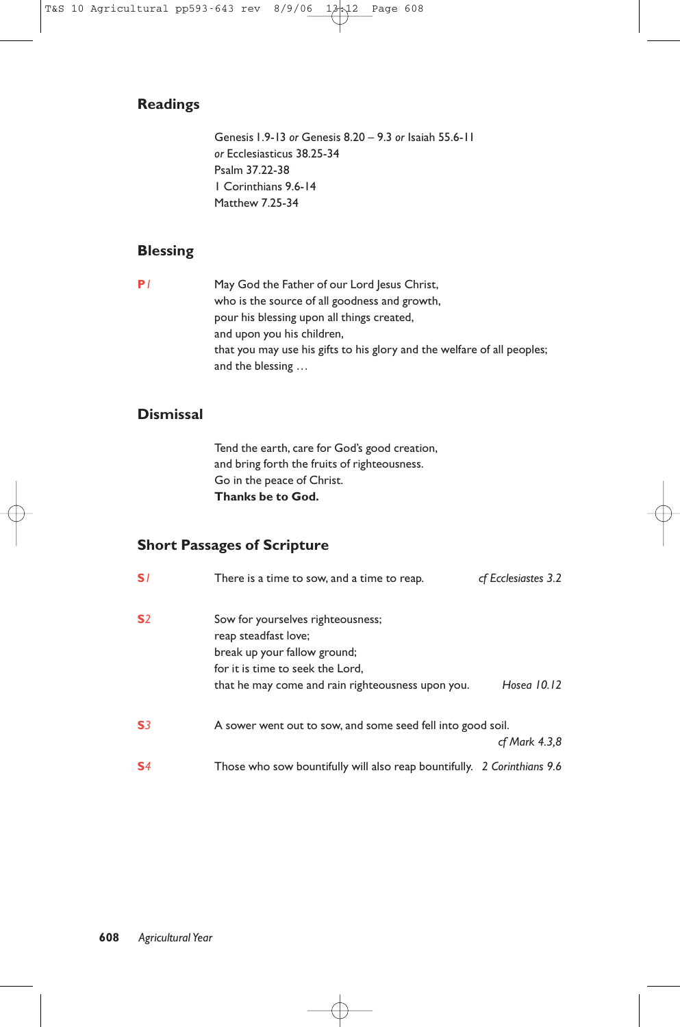## Readings

Genesis 1.9-13 *or* Genesis 8.20 – 9.3 *or* Isaiah 55.6-11
*or* Ecclesiasticus 38.25-34
Psalm 37.22-38
1 Corinthians 9.6-14
Matthew 7.25-34

## Blessing

**P***1*

May God the Father of our Lord Jesus Christ,
who is the source of all goodness and growth,
pour his blessing upon all things created,
and upon you his children,
that you may use his gifts to his glory and the welfare of all peoples;
and the blessing …

## Dismissal

Tend the earth, care for God's good creation,
and bring forth the fruits of righteousness.
Go in the peace of Christ.
**Thanks be to God.**

## Short Passages of Scripture

**S***1*

There is a time to sow, and a time to reap. *cf Ecclesiastes 3.2*

**S***2*

Sow for yourselves righteousness;
reap steadfast love;
break up your fallow ground;
for it is time to seek the Lord,
that he may come and rain righteousness upon you. *Hosea 10.12*

**S***3*

A sower went out to sow, and some seed fell into good soil. *cf Mark 4.3,8*

**S***4*

Those who sow bountifully will also reap bountifully. *2 Corinthians 9.6*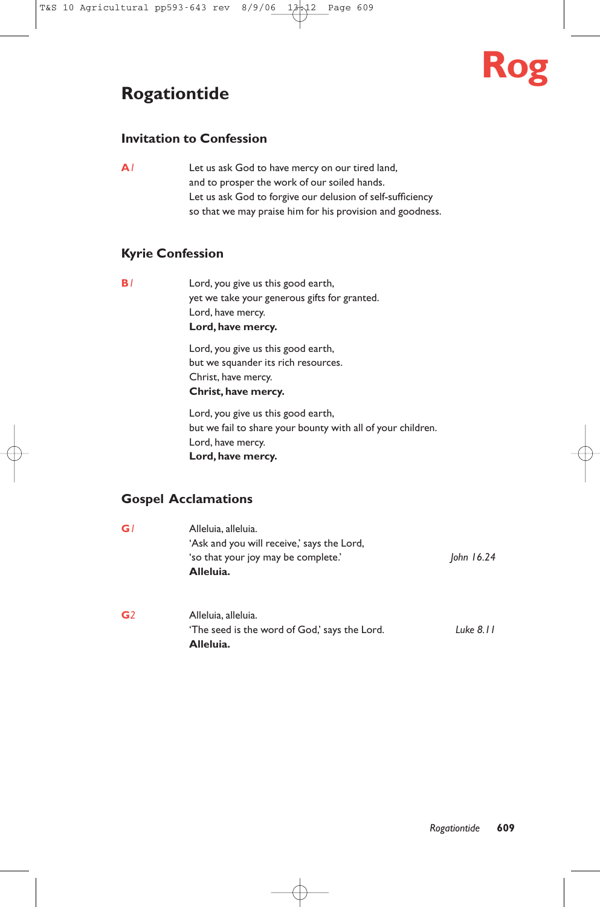# Rogationtide

## Invitation to Confession

**A1**

Let us ask God to have mercy on our tired land,
and to prosper the work of our soiled hands.
Let us ask God to forgive our delusion of self-sufficiency
so that we may praise him for his provision and goodness.

## Kyrie Confession

**B1**

Lord, you give us this good earth,
yet we take your generous gifts for granted.
Lord, have mercy.
**Lord, have mercy.**

Lord, you give us this good earth,
but we squander its rich resources.
Christ, have mercy.
**Christ, have mercy.**

Lord, you give us this good earth,
but we fail to share your bounty with all of your children.
Lord, have mercy.
**Lord, have mercy.**

## Gospel Acclamations

**G1**

Alleluia, alleluia.
'Ask and you will receive,' says the Lord,
'so that your joy may be complete.' *John 16.24*
**Alleluia.**

**G2**

Alleluia, alleluia.
'The seed is the word of God,' says the Lord. *Luke 8.11*
**Alleluia.**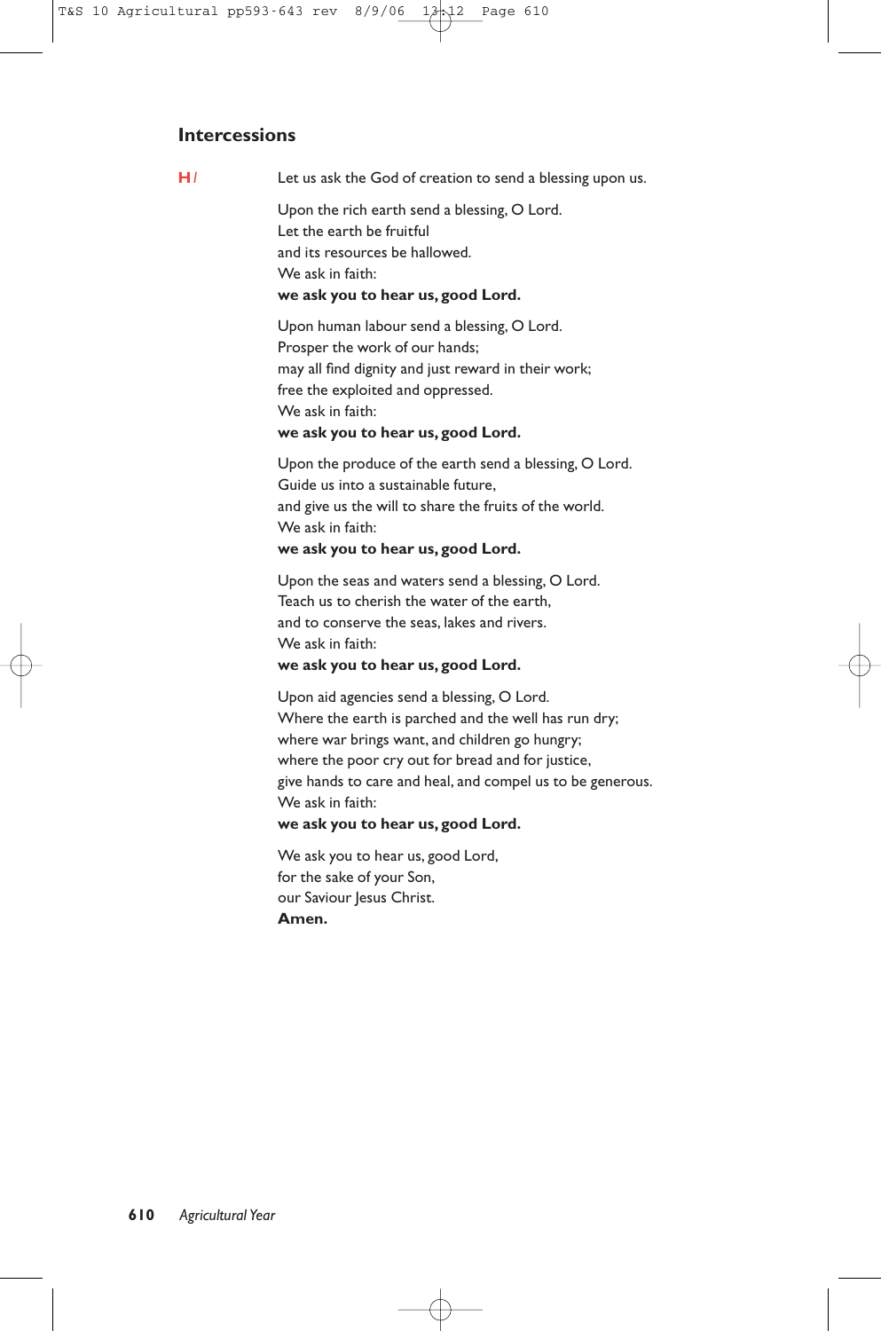## Intercessions

**H** / Let us ask the God of creation to send a blessing upon us.

Upon the rich earth send a blessing, O Lord.
Let the earth be fruitful
and its resources be hallowed.
We ask in faith:
**we ask you to hear us, good Lord.**

Upon human labour send a blessing, O Lord.
Prosper the work of our hands;
may all find dignity and just reward in their work;
free the exploited and oppressed.
We ask in faith:
**we ask you to hear us, good Lord.**

Upon the produce of the earth send a blessing, O Lord.
Guide us into a sustainable future,
and give us the will to share the fruits of the world.
We ask in faith:
**we ask you to hear us, good Lord.**

Upon the seas and waters send a blessing, O Lord.
Teach us to cherish the water of the earth,
and to conserve the seas, lakes and rivers.
We ask in faith:
**we ask you to hear us, good Lord.**

Upon aid agencies send a blessing, O Lord.
Where the earth is parched and the well has run dry;
where war brings want, and children go hungry;
where the poor cry out for bread and for justice,
give hands to care and heal, and compel us to be generous.
We ask in faith:
**we ask you to hear us, good Lord.**

We ask you to hear us, good Lord,
for the sake of your Son,
our Saviour Jesus Christ.
**Amen.**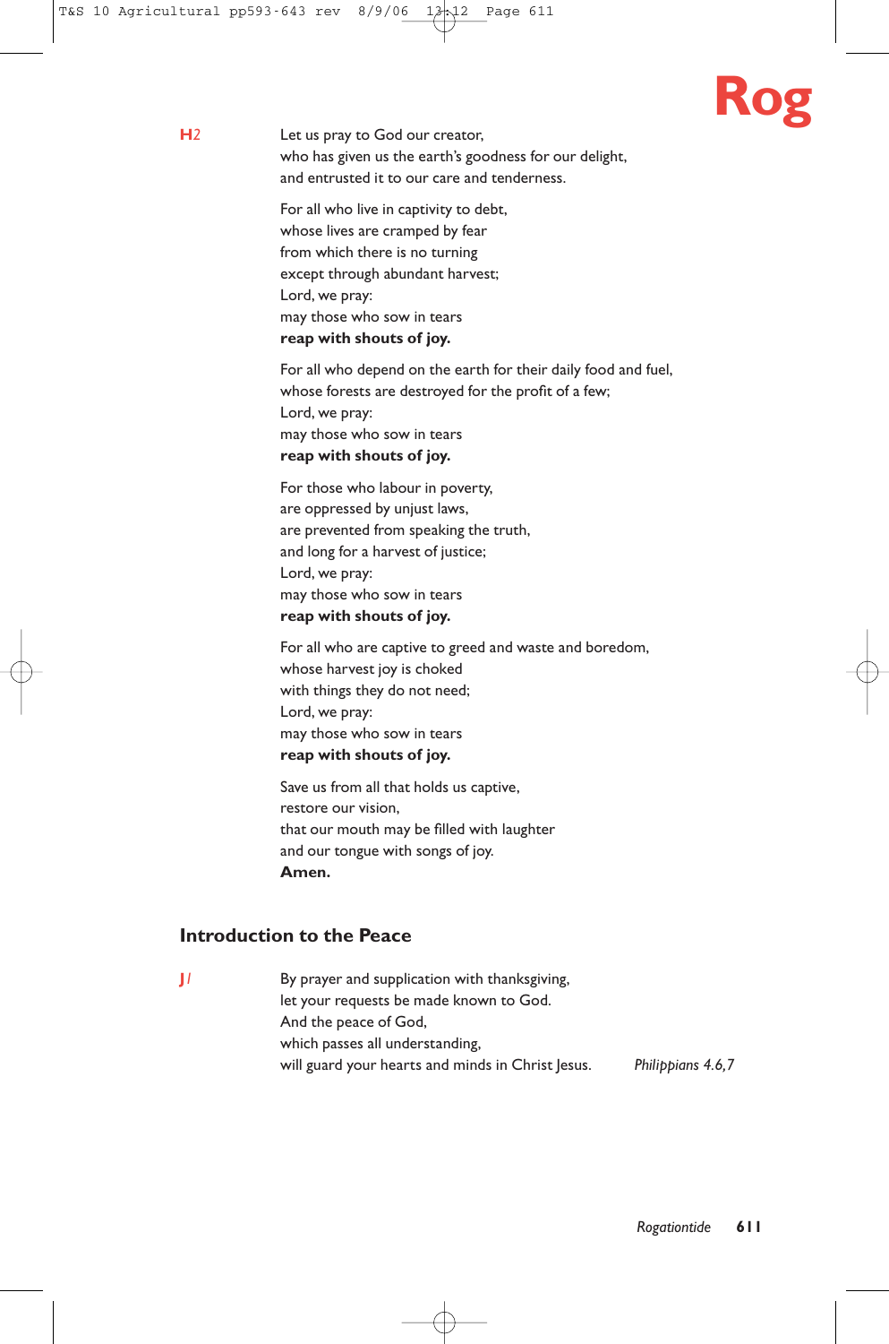**H2** Let us pray to God our creator,
who has given us the earth's goodness for our delight,
and entrusted it to our care and tenderness.

For all who live in captivity to debt,
whose lives are cramped by fear
from which there is no turning
except through abundant harvest;
Lord, we pray:
may those who sow in tears
**reap with shouts of joy.**

For all who depend on the earth for their daily food and fuel,
whose forests are destroyed for the profit of a few;
Lord, we pray:
may those who sow in tears
**reap with shouts of joy.**

For those who labour in poverty,
are oppressed by unjust laws,
are prevented from speaking the truth,
and long for a harvest of justice;
Lord, we pray:
may those who sow in tears
**reap with shouts of joy.**

For all who are captive to greed and waste and boredom,
whose harvest joy is choked
with things they do not need;
Lord, we pray:
may those who sow in tears
**reap with shouts of joy.**

Save us from all that holds us captive,
restore our vision,
that our mouth may be filled with laughter
and our tongue with songs of joy.
**Amen.**

## Introduction to the Peace

**J1** By prayer and supplication with thanksgiving,
let your requests be made known to God.
And the peace of God,
which passes all understanding,
will guard your hearts and minds in Christ Jesus. *Philippians 4.6,7*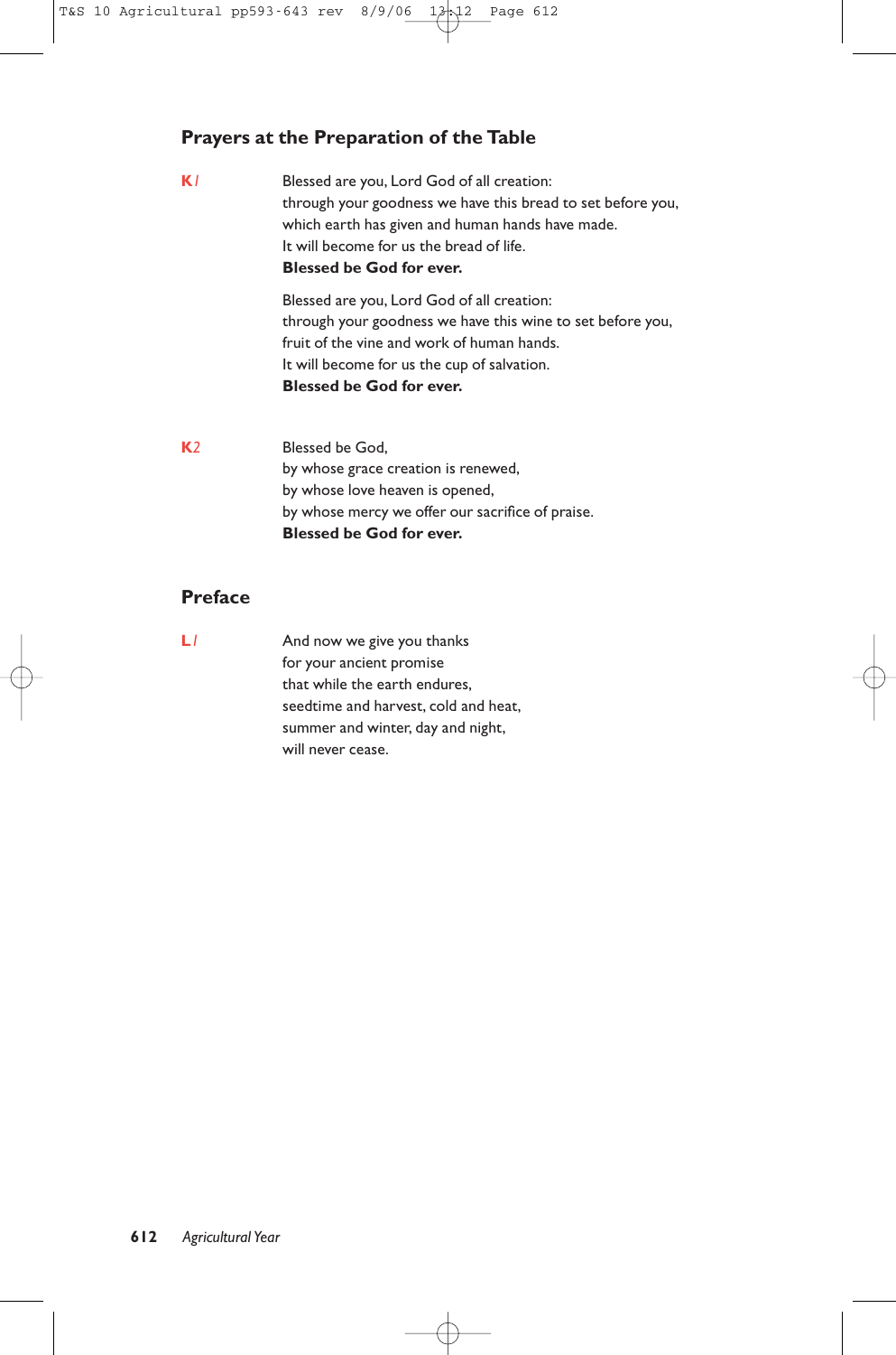## Prayers at the Preparation of the Table

**K1**

Blessed are you, Lord God of all creation:
through your goodness we have this bread to set before you,
which earth has given and human hands have made.
It will become for us the bread of life.
**Blessed be God for ever.**

Blessed are you, Lord God of all creation:
through your goodness we have this wine to set before you,
fruit of the vine and work of human hands.
It will become for us the cup of salvation.
**Blessed be God for ever.**

**K2**

Blessed be God,
by whose grace creation is renewed,
by whose love heaven is opened,
by whose mercy we offer our sacrifice of praise.
**Blessed be God for ever.**

## Preface

**L1**

And now we give you thanks
for your ancient promise
that while the earth endures,
seedtime and harvest, cold and heat,
summer and winter, day and night,
will never cease.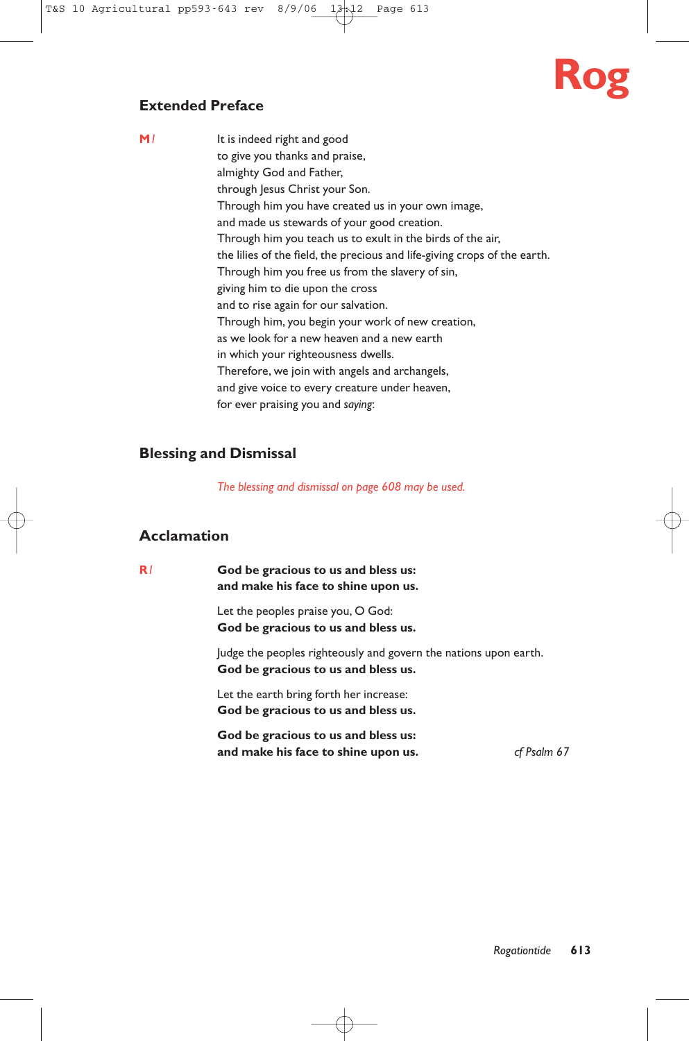## Extended Preface

**M** /

It is indeed right and good  
to give you thanks and praise,  
almighty God and Father,  
through Jesus Christ your Son.  
Through him you have created us in your own image,  
and made us stewards of your good creation.  
Through him you teach us to exult in the birds of the air,  
the lilies of the field, the precious and life-giving crops of the earth.  
Through him you free us from the slavery of sin,  
giving him to die upon the cross  
and to rise again for our salvation.  
Through him, you begin your work of new creation,  
as we look for a new heaven and a new earth  
in which your righteousness dwells.  
Therefore, we join with angels and archangels,  
and give voice to every creature under heaven,  
for ever praising you and *saying*:

## Blessing and Dismissal

*The blessing and dismissal on page 608 may be used.*

## Acclamation

**R** /

**God be gracious to us and bless us:**  
**and make his face to shine upon us.**

Let the peoples praise you, O God:  
**God be gracious to us and bless us.**

Judge the peoples righteously and govern the nations upon earth.  
**God be gracious to us and bless us.**

Let the earth bring forth her increase:  
**God be gracious to us and bless us.**

**God be gracious to us and bless us:**  
**and make his face to shine upon us.**

*cf Psalm 67*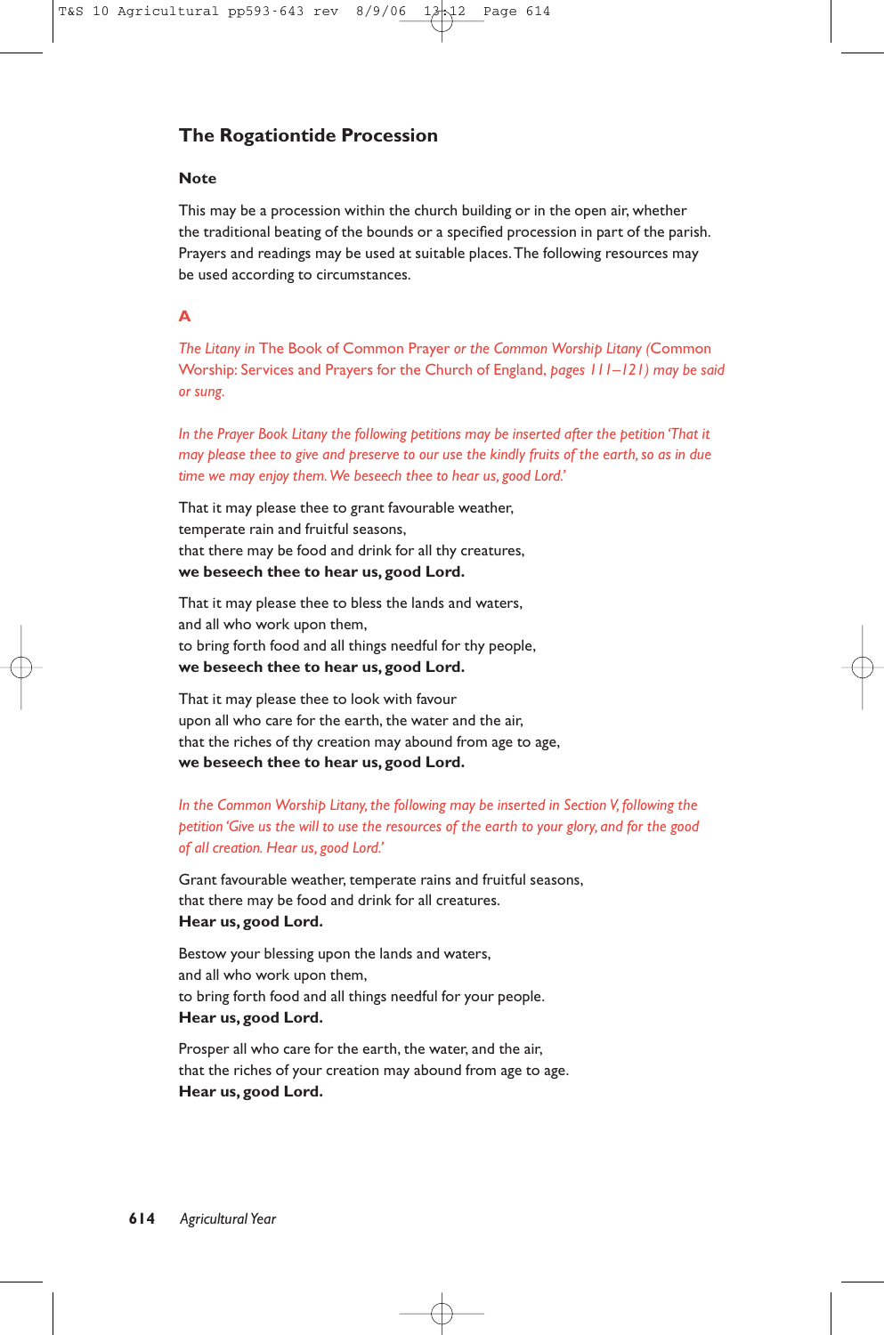## The Rogationtide Procession

### Note

This may be a procession within the church building or in the open air, whether the traditional beating of the bounds or a specified procession in part of the parish. Prayers and readings may be used at suitable places. The following resources may be used according to circumstances.

### A

*The Litany in* The Book of Common Prayer *or the Common Worship Litany* (Common Worship: Services and Prayers for the Church of England, *pages 111–121) may be said or sung.*

*In the Prayer Book Litany the following petitions may be inserted after the petition 'That it may please thee to give and preserve to our use the kindly fruits of the earth, so as in due time we may enjoy them. We beseech thee to hear us, good Lord.'*

That it may please thee to grant favourable weather,
temperate rain and fruitful seasons,
that there may be food and drink for all thy creatures,
**we beseech thee to hear us, good Lord.**

That it may please thee to bless the lands and waters,
and all who work upon them,
to bring forth food and all things needful for thy people,
**we beseech thee to hear us, good Lord.**

That it may please thee to look with favour
upon all who care for the earth, the water and the air,
that the riches of thy creation may abound from age to age,
**we beseech thee to hear us, good Lord.**

*In the Common Worship Litany, the following may be inserted in Section V, following the petition 'Give us the will to use the resources of the earth to your glory, and for the good of all creation. Hear us, good Lord.'*

Grant favourable weather, temperate rains and fruitful seasons,
that there may be food and drink for all creatures.
**Hear us, good Lord.**

Bestow your blessing upon the lands and waters,
and all who work upon them,
to bring forth food and all things needful for your people.
**Hear us, good Lord.**

Prosper all who care for the earth, the water, and the air,
that the riches of your creation may abound from age to age.
**Hear us, good Lord.**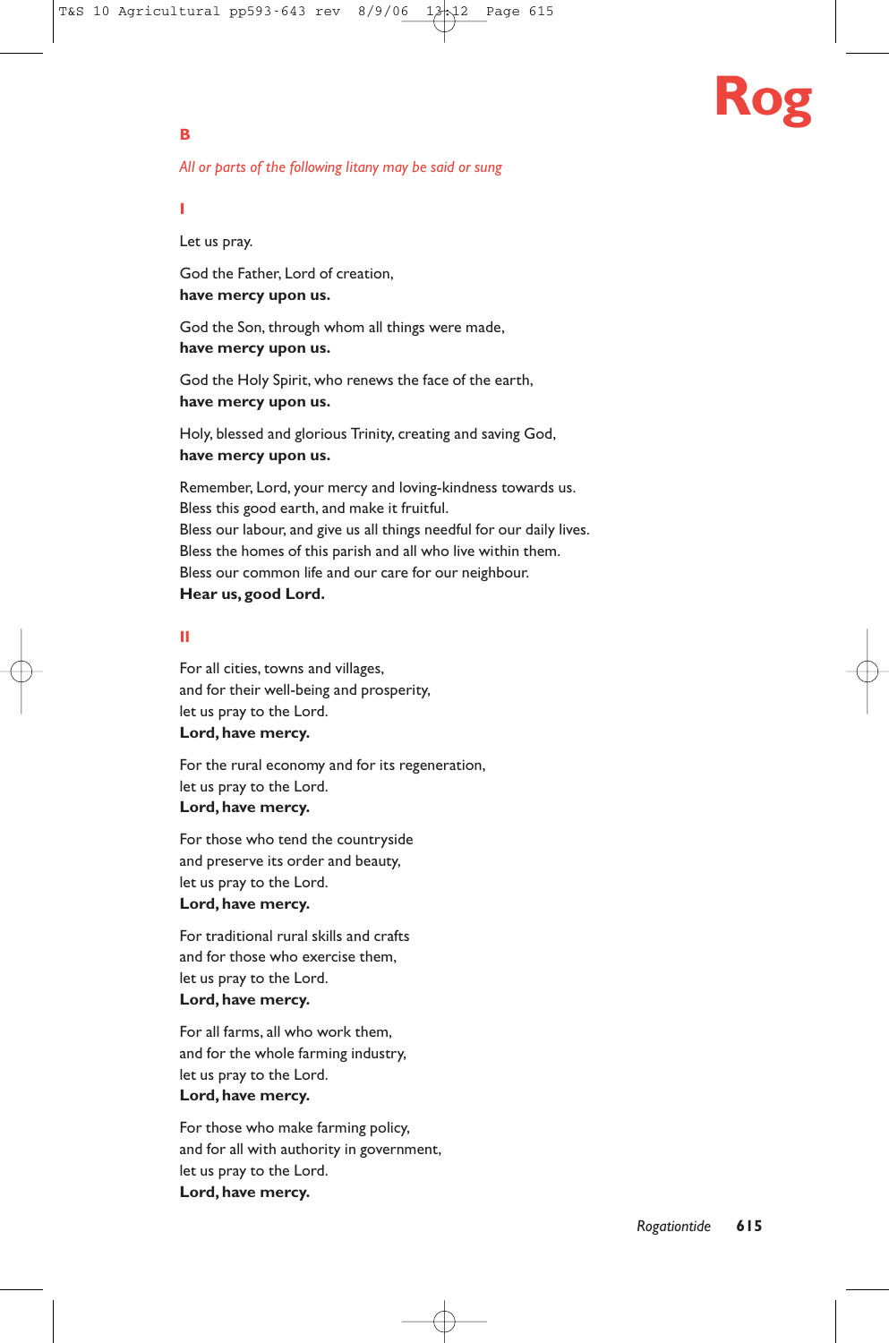## B

*All or parts of the following litany may be said or sung*

### I

Let us pray.

God the Father, Lord of creation,
**have mercy upon us.**

God the Son, through whom all things were made,
**have mercy upon us.**

God the Holy Spirit, who renews the face of the earth,
**have mercy upon us.**

Holy, blessed and glorious Trinity, creating and saving God,
**have mercy upon us.**

Remember, Lord, your mercy and loving-kindness towards us.
Bless this good earth, and make it fruitful.
Bless our labour, and give us all things needful for our daily lives.
Bless the homes of this parish and all who live within them.
Bless our common life and our care for our neighbour.
**Hear us, good Lord.**

### II

For all cities, towns and villages,
and for their well-being and prosperity,
let us pray to the Lord.
**Lord, have mercy.**

For the rural economy and for its regeneration,
let us pray to the Lord.
**Lord, have mercy.**

For those who tend the countryside
and preserve its order and beauty,
let us pray to the Lord.
**Lord, have mercy.**

For traditional rural skills and crafts
and for those who exercise them,
let us pray to the Lord.
**Lord, have mercy.**

For all farms, all who work them,
and for the whole farming industry,
let us pray to the Lord.
**Lord, have mercy.**

For those who make farming policy,
and for all with authority in government,
let us pray to the Lord.
**Lord, have mercy.**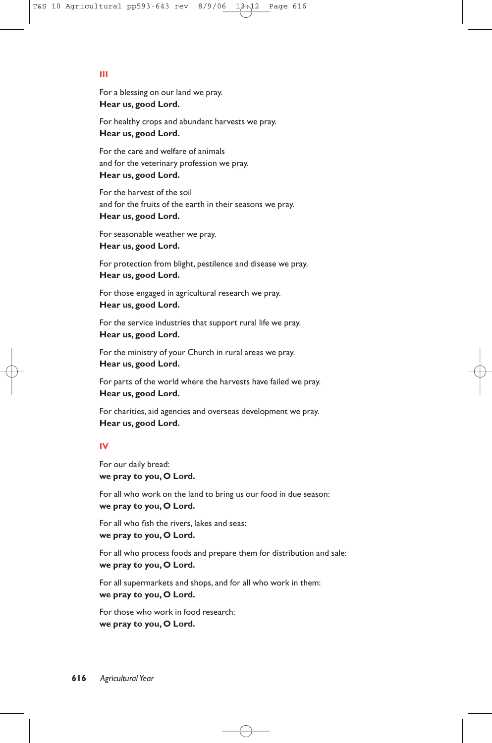## III

For a blessing on our land we pray.
**Hear us, good Lord.**

For healthy crops and abundant harvests we pray.
**Hear us, good Lord.**

For the care and welfare of animals
and for the veterinary profession we pray.
**Hear us, good Lord.**

For the harvest of the soil
and for the fruits of the earth in their seasons we pray.
**Hear us, good Lord.**

For seasonable weather we pray.
**Hear us, good Lord.**

For protection from blight, pestilence and disease we pray.
**Hear us, good Lord.**

For those engaged in agricultural research we pray.
**Hear us, good Lord.**

For the service industries that support rural life we pray.
**Hear us, good Lord.**

For the ministry of your Church in rural areas we pray.
**Hear us, good Lord.**

For parts of the world where the harvests have failed we pray.
**Hear us, good Lord.**

For charities, aid agencies and overseas development we pray.
**Hear us, good Lord.**

## IV

For our daily bread:
**we pray to you, O Lord.**

For all who work on the land to bring us our food in due season:
**we pray to you, O Lord.**

For all who fish the rivers, lakes and seas:
**we pray to you, O Lord.**

For all who process foods and prepare them for distribution and sale:
**we pray to you, O Lord.**

For all supermarkets and shops, and for all who work in them:
**we pray to you, O Lord.**

For those who work in food research:
**we pray to you, O Lord.**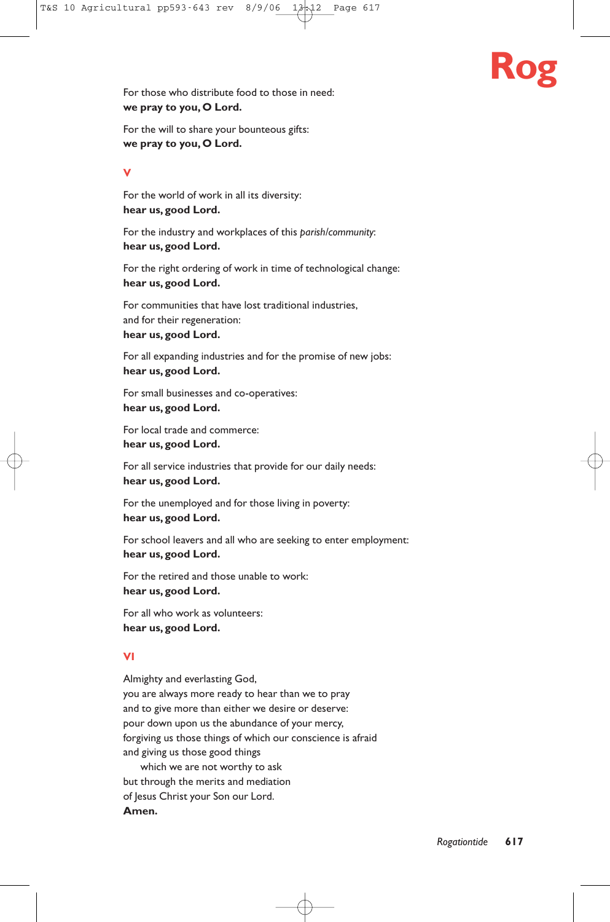For those who distribute food to those in need:
**we pray to you, O Lord.**

For the will to share your bounteous gifts:
**we pray to you, O Lord.**

## V

For the world of work in all its diversity:
**hear us, good Lord.**

For the industry and workplaces of this *parish*/*community*:
**hear us, good Lord.**

For the right ordering of work in time of technological change:
**hear us, good Lord.**

For communities that have lost traditional industries,
and for their regeneration:
**hear us, good Lord.**

For all expanding industries and for the promise of new jobs:
**hear us, good Lord.**

For small businesses and co-operatives:
**hear us, good Lord.**

For local trade and commerce:
**hear us, good Lord.**

For all service industries that provide for our daily needs:
**hear us, good Lord.**

For the unemployed and for those living in poverty:
**hear us, good Lord.**

For school leavers and all who are seeking to enter employment:
**hear us, good Lord.**

For the retired and those unable to work:
**hear us, good Lord.**

For all who work as volunteers:
**hear us, good Lord.**

## VI

Almighty and everlasting God,
you are always more ready to hear than we to pray
and to give more than either we desire or deserve:
pour down upon us the abundance of your mercy,
forgiving us those things of which our conscience is afraid
and giving us those good things
 which we are not worthy to ask
but through the merits and mediation
of Jesus Christ your Son our Lord.
**Amen.**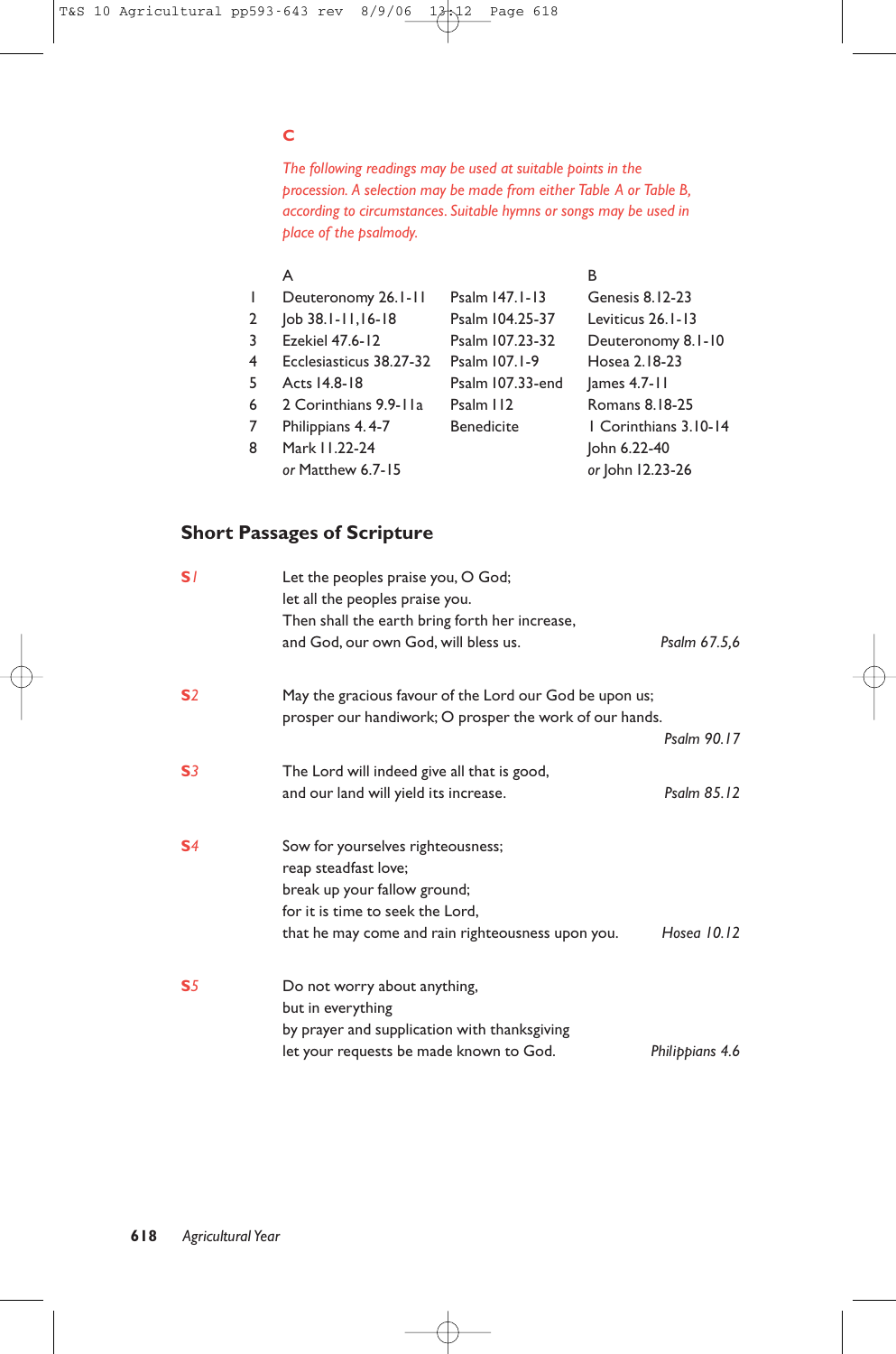## C

*The following readings may be used at suitable points in the procession. A selection may be made from either Table A or Table B, according to circumstances. Suitable hymns or songs may be used in place of the psalmody.*

| | A | | B |
|---|---|---|---|
| 1 | Deuteronomy 26.1-11 | Psalm 147.1-13 | Genesis 8.12-23 |
| 2 | Job 38.1-11,16-18 | Psalm 104.25-37 | Leviticus 26.1-13 |
| 3 | Ezekiel 47.6-12 | Psalm 107.23-32 | Deuteronomy 8.1-10 |
| 4 | Ecclesiasticus 38.27-32 | Psalm 107.1-9 | Hosea 2.18-23 |
| 5 | Acts 14.8-18 | Psalm 107.33-end | James 4.7-11 |
| 6 | 2 Corinthians 9.9-11a | Psalm 112 | Romans 8.18-25 |
| 7 | Philippians 4.4-7 | Benedicite | 1 Corinthians 3.10-14 |
| 8 | Mark 11.22-24 | | John 6.22-40 |
| | *or* Matthew 6.7-15 | | *or* John 12.23-26 |

## Short Passages of Scripture

**S1**

Let the peoples praise you, O God;
let all the peoples praise you.
Then shall the earth bring forth her increase,
and God, our own God, will bless us. *Psalm 67.5,6*

**S2**

May the gracious favour of the Lord our God be upon us;
prosper our handiwork; O prosper the work of our hands. *Psalm 90.17*

**S3**

The Lord will indeed give all that is good,
and our land will yield its increase. *Psalm 85.12*

**S4**

Sow for yourselves righteousness;
reap steadfast love;
break up your fallow ground;
for it is time to seek the Lord,
that he may come and rain righteousness upon you. *Hosea 10.12*

**S5**

Do not worry about anything,
but in everything
by prayer and supplication with thanksgiving
let your requests be made known to God. *Philippians 4.6*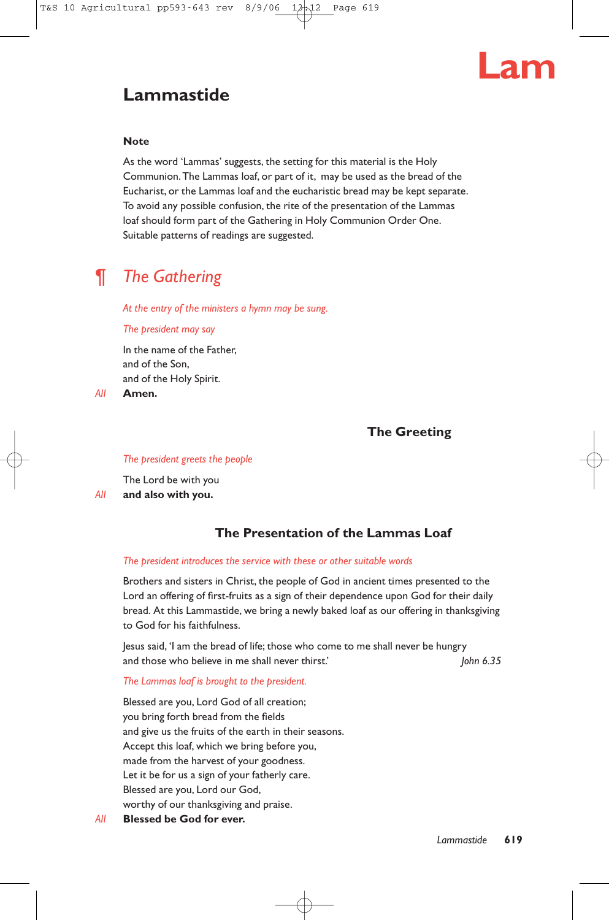# Lammastide

**Note**

As the word 'Lammas' suggests, the setting for this material is the Holy Communion. The Lammas loaf, or part of it, may be used as the bread of the Eucharist, or the Lammas loaf and the eucharistic bread may be kept separate. To avoid any possible confusion, the rite of the presentation of the Lammas loaf should form part of the Gathering in Holy Communion Order One. Suitable patterns of readings are suggested.

## ¶ *The Gathering*

*At the entry of the ministers a hymn may be sung.*

*The president may say*

In the name of the Father,
and of the Son,
and of the Holy Spirit.

*All* **Amen.**

### The Greeting

*The president greets the people*

The Lord be with you

*All* **and also with you.**

### The Presentation of the Lammas Loaf

*The president introduces the service with these or other suitable words*

Brothers and sisters in Christ, the people of God in ancient times presented to the Lord an offering of first-fruits as a sign of their dependence upon God for their daily bread. At this Lammastide, we bring a newly baked loaf as our offering in thanksgiving to God for his faithfulness.

Jesus said, 'I am the bread of life; those who come to me shall never be hungry and those who believe in me shall never thirst.' *John 6.35*

*The Lammas loaf is brought to the president.*

Blessed are you, Lord God of all creation;
you bring forth bread from the fields
and give us the fruits of the earth in their seasons.
Accept this loaf, which we bring before you,
made from the harvest of your goodness.
Let it be for us a sign of your fatherly care.
Blessed are you, Lord our God,
worthy of our thanksgiving and praise.

*All* **Blessed be God for ever.**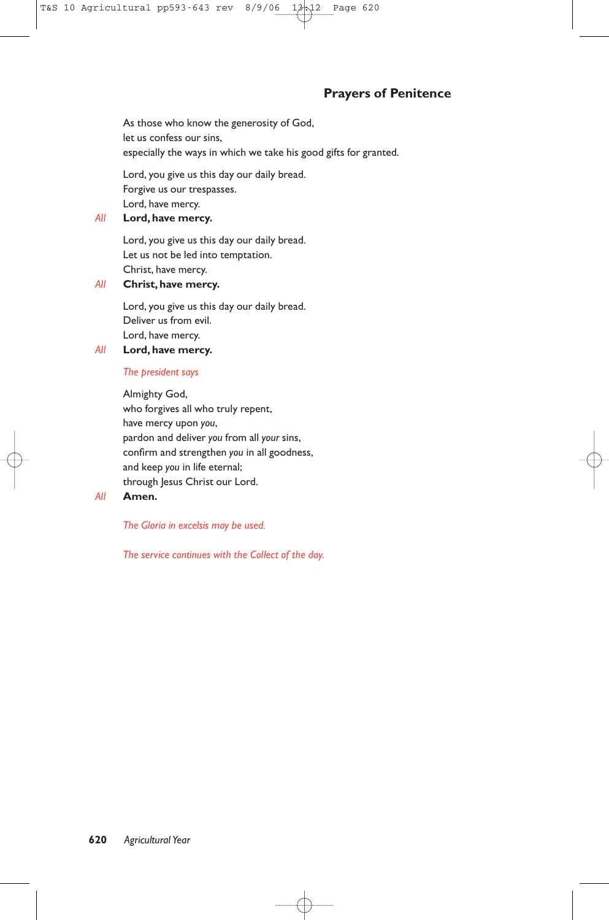## Prayers of Penitence

As those who know the generosity of God,
let us confess our sins,
especially the ways in which we take his good gifts for granted.

Lord, you give us this day our daily bread.
Forgive us our trespasses.
Lord, have mercy.

*All* **Lord, have mercy.**

Lord, you give us this day our daily bread.
Let us not be led into temptation.
Christ, have mercy.

*All* **Christ, have mercy.**

Lord, you give us this day our daily bread.
Deliver us from evil.
Lord, have mercy.

*All* **Lord, have mercy.**

*The president says*

Almighty God,
who forgives all who truly repent,
have mercy upon *you*,
pardon and deliver *you* from all *your* sins,
confirm and strengthen *you* in all goodness,
and keep *you* in life eternal;
through Jesus Christ our Lord.

*All* **Amen.**

*The Gloria in excelsis may be used.*

*The service continues with the Collect of the day.*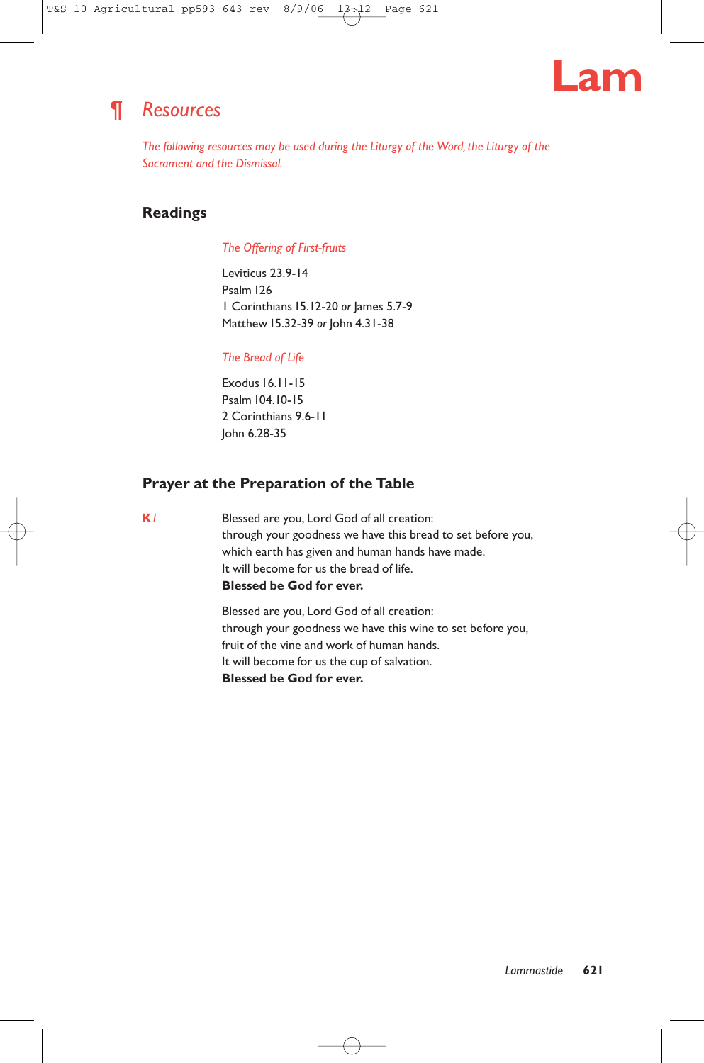# Lam

## ¶ Resources

*The following resources may be used during the Liturgy of the Word, the Liturgy of the Sacrament and the Dismissal.*

### Readings

*The Offering of First-fruits*

Leviticus 23.9-14
Psalm 126
1 Corinthians 15.12-20 *or* James 5.7-9
Matthew 15.32-39 *or* John 4.31-38

*The Bread of Life*

Exodus 16.11-15
Psalm 104.10-15
2 Corinthians 9.6-11
John 6.28-35

### Prayer at the Preparation of the Table

**K** /

Blessed are you, Lord God of all creation:
through your goodness we have this bread to set before you,
which earth has given and human hands have made.
It will become for us the bread of life.
**Blessed be God for ever.**

Blessed are you, Lord God of all creation:
through your goodness we have this wine to set before you,
fruit of the vine and work of human hands.
It will become for us the cup of salvation.
**Blessed be God for ever.**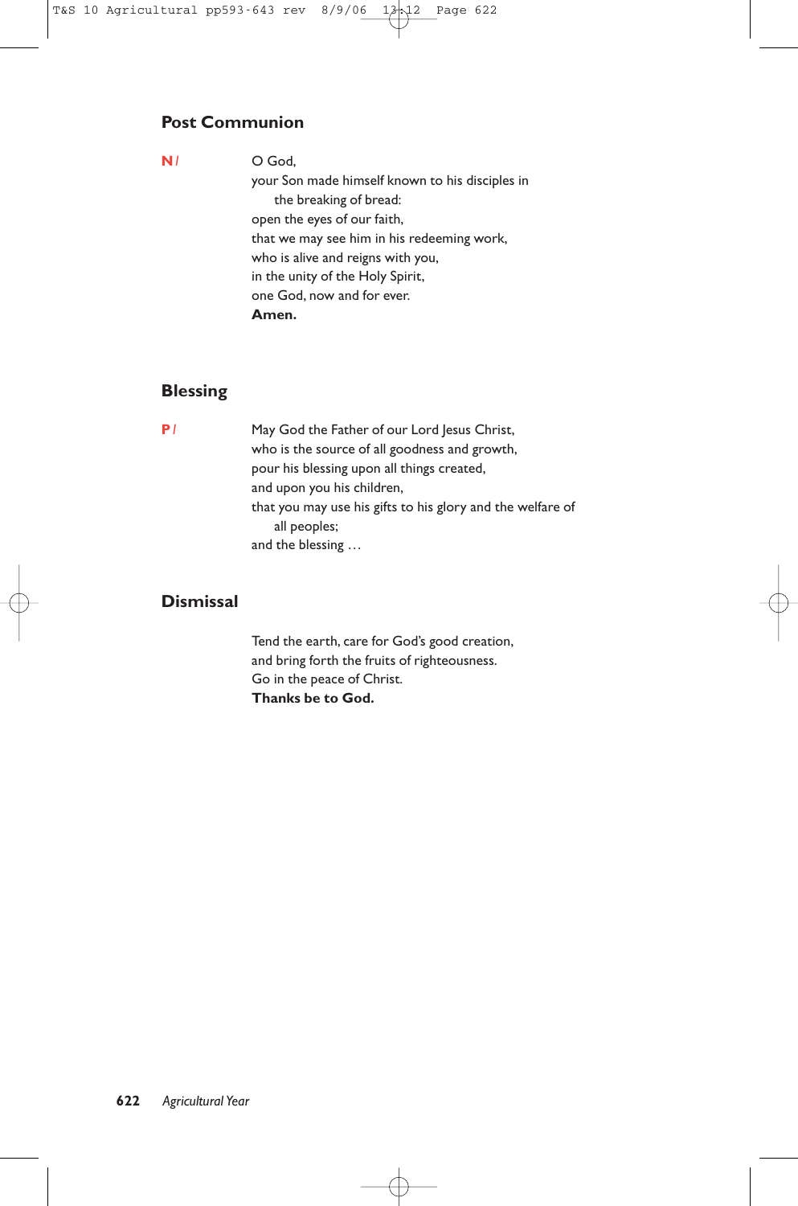## Post Communion

**N** / O God,
your Son made himself known to his disciples in
the breaking of bread:
open the eyes of our faith,
that we may see him in his redeeming work,
who is alive and reigns with you,
in the unity of the Holy Spirit,
one God, now and for ever.
**Amen.**

## Blessing

**P** / May God the Father of our Lord Jesus Christ,
who is the source of all goodness and growth,
pour his blessing upon all things created,
and upon you his children,
that you may use his gifts to his glory and the welfare of
all peoples;
and the blessing …

## Dismissal

Tend the earth, care for God's good creation,
and bring forth the fruits of righteousness.
Go in the peace of Christ.
**Thanks be to God.**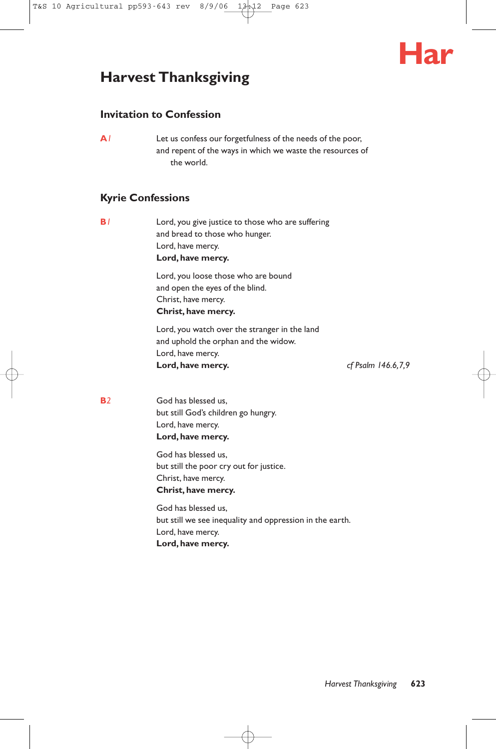# Harvest Thanksgiving

## Invitation to Confession

**A1** Let us confess our forgetfulness of the needs of the poor,
and repent of the ways in which we waste the resources of the world.

## Kyrie Confessions

**B1** Lord, you give justice to those who are suffering
and bread to those who hunger.
Lord, have mercy.
**Lord, have mercy.**

Lord, you loose those who are bound
and open the eyes of the blind.
Christ, have mercy.
**Christ, have mercy.**

Lord, you watch over the stranger in the land
and uphold the orphan and the widow.
Lord, have mercy.
**Lord, have mercy.**

*cf Psalm 146.6,7,9*

**B2** God has blessed us,
but still God's children go hungry.
Lord, have mercy.
**Lord, have mercy.**

God has blessed us,
but still the poor cry out for justice.
Christ, have mercy.
**Christ, have mercy.**

God has blessed us,
but still we see inequality and oppression in the earth.
Lord, have mercy.
**Lord, have mercy.**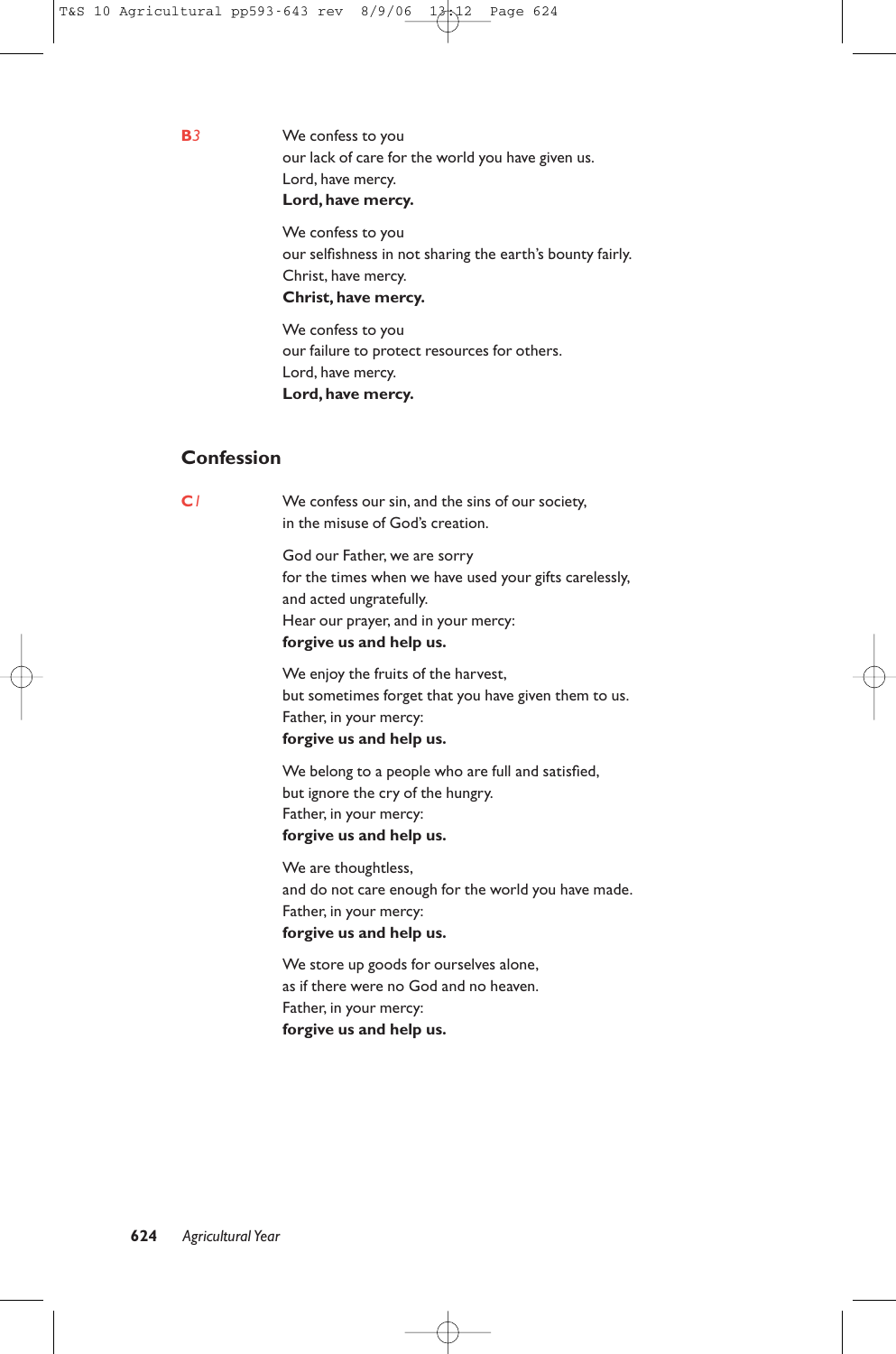**B*3***

We confess to you
our lack of care for the world you have given us.
Lord, have mercy.
**Lord, have mercy.**

We confess to you
our selfishness in not sharing the earth's bounty fairly.
Christ, have mercy.
**Christ, have mercy.**

We confess to you
our failure to protect resources for others.
Lord, have mercy.
**Lord, have mercy.**

## Confession

**C*1***

We confess our sin, and the sins of our society,
in the misuse of God's creation.

God our Father, we are sorry
for the times when we have used your gifts carelessly,
and acted ungratefully.
Hear our prayer, and in your mercy:
**forgive us and help us.**

We enjoy the fruits of the harvest,
but sometimes forget that you have given them to us.
Father, in your mercy:
**forgive us and help us.**

We belong to a people who are full and satisfied,
but ignore the cry of the hungry.
Father, in your mercy:
**forgive us and help us.**

We are thoughtless,
and do not care enough for the world you have made.
Father, in your mercy:
**forgive us and help us.**

We store up goods for ourselves alone,
as if there were no God and no heaven.
Father, in your mercy:
**forgive us and help us.**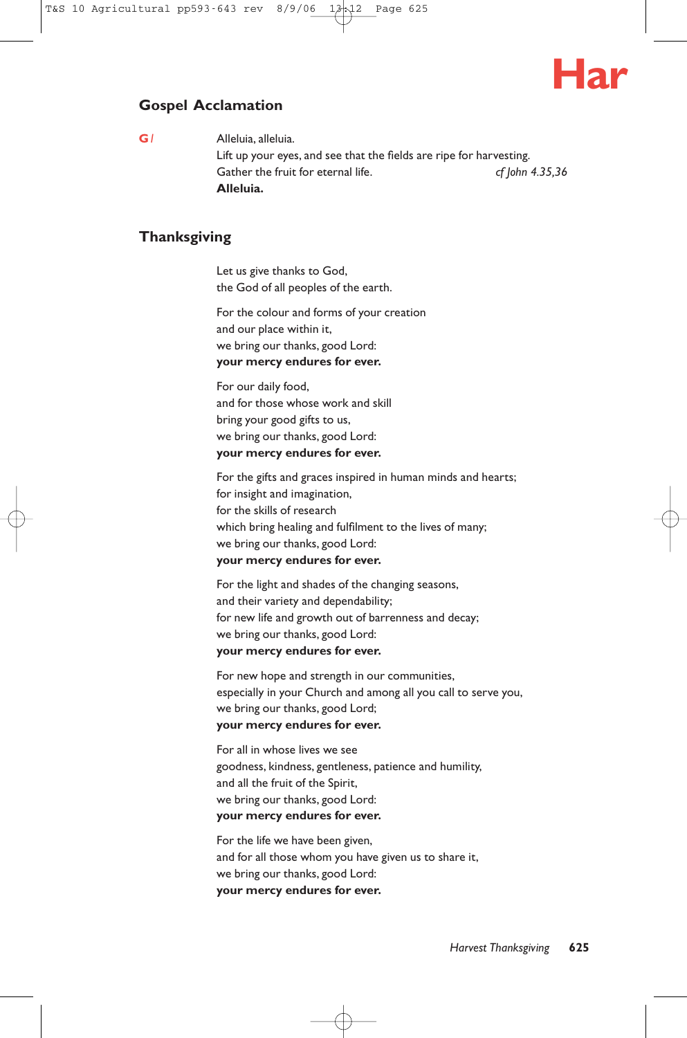## Gospel Acclamation

**G1** Alleluia, alleluia.
Lift up your eyes, and see that the fields are ripe for harvesting.
Gather the fruit for eternal life. *cf John 4.35,36*
**Alleluia.**

## Thanksgiving

Let us give thanks to God,
the God of all peoples of the earth.

For the colour and forms of your creation
and our place within it,
we bring our thanks, good Lord:
**your mercy endures for ever.**

For our daily food,
and for those whose work and skill
bring your good gifts to us,
we bring our thanks, good Lord:
**your mercy endures for ever.**

For the gifts and graces inspired in human minds and hearts;
for insight and imagination,
for the skills of research
which bring healing and fulfilment to the lives of many;
we bring our thanks, good Lord:
**your mercy endures for ever.**

For the light and shades of the changing seasons,
and their variety and dependability;
for new life and growth out of barrenness and decay;
we bring our thanks, good Lord:
**your mercy endures for ever.**

For new hope and strength in our communities,
especially in your Church and among all you call to serve you,
we bring our thanks, good Lord;
**your mercy endures for ever.**

For all in whose lives we see
goodness, kindness, gentleness, patience and humility,
and all the fruit of the Spirit,
we bring our thanks, good Lord:
**your mercy endures for ever.**

For the life we have been given,
and for all those whom you have given us to share it,
we bring our thanks, good Lord:
**your mercy endures for ever.**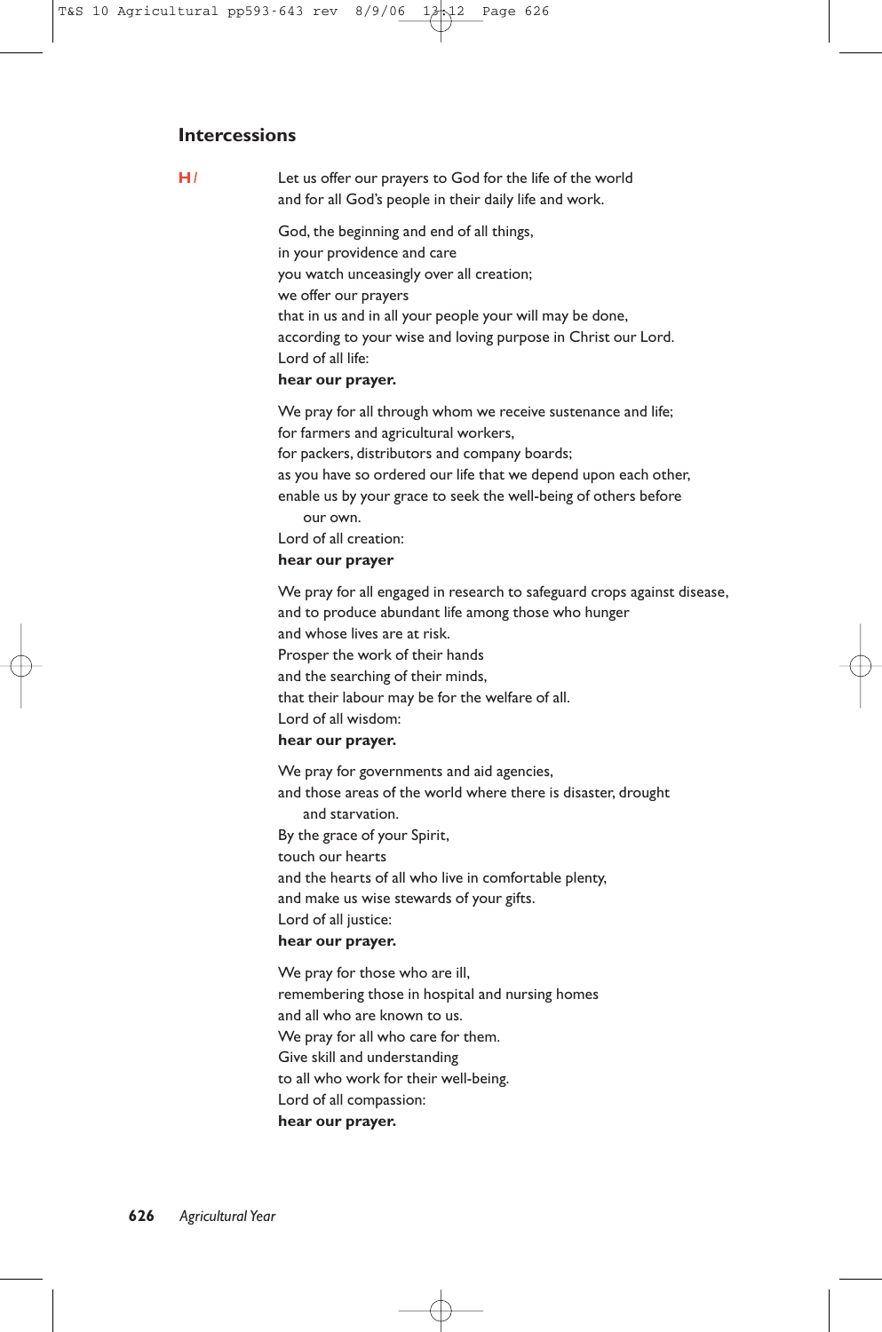## Intercessions

H / Let us offer our prayers to God for the life of the world
and for all God's people in their daily life and work.

God, the beginning and end of all things,
in your providence and care
you watch unceasingly over all creation;
we offer our prayers
that in us and in all your people your will may be done,
according to your wise and loving purpose in Christ our Lord.
Lord of all life:
**hear our prayer.**

We pray for all through whom we receive sustenance and life;
for farmers and agricultural workers,
for packers, distributors and company boards;
as you have so ordered our life that we depend upon each other,
enable us by your grace to seek the well-being of others before
our own.
Lord of all creation:
**hear our prayer**

We pray for all engaged in research to safeguard crops against disease,
and to produce abundant life among those who hunger
and whose lives are at risk.
Prosper the work of their hands
and the searching of their minds,
that their labour may be for the welfare of all.
Lord of all wisdom:
**hear our prayer.**

We pray for governments and aid agencies,
and those areas of the world where there is disaster, drought
and starvation.
By the grace of your Spirit,
touch our hearts
and the hearts of all who live in comfortable plenty,
and make us wise stewards of your gifts.
Lord of all justice:
**hear our prayer.**

We pray for those who are ill,
remembering those in hospital and nursing homes
and all who are known to us.
We pray for all who care for them.
Give skill and understanding
to all who work for their well-being.
Lord of all compassion:
**hear our prayer.**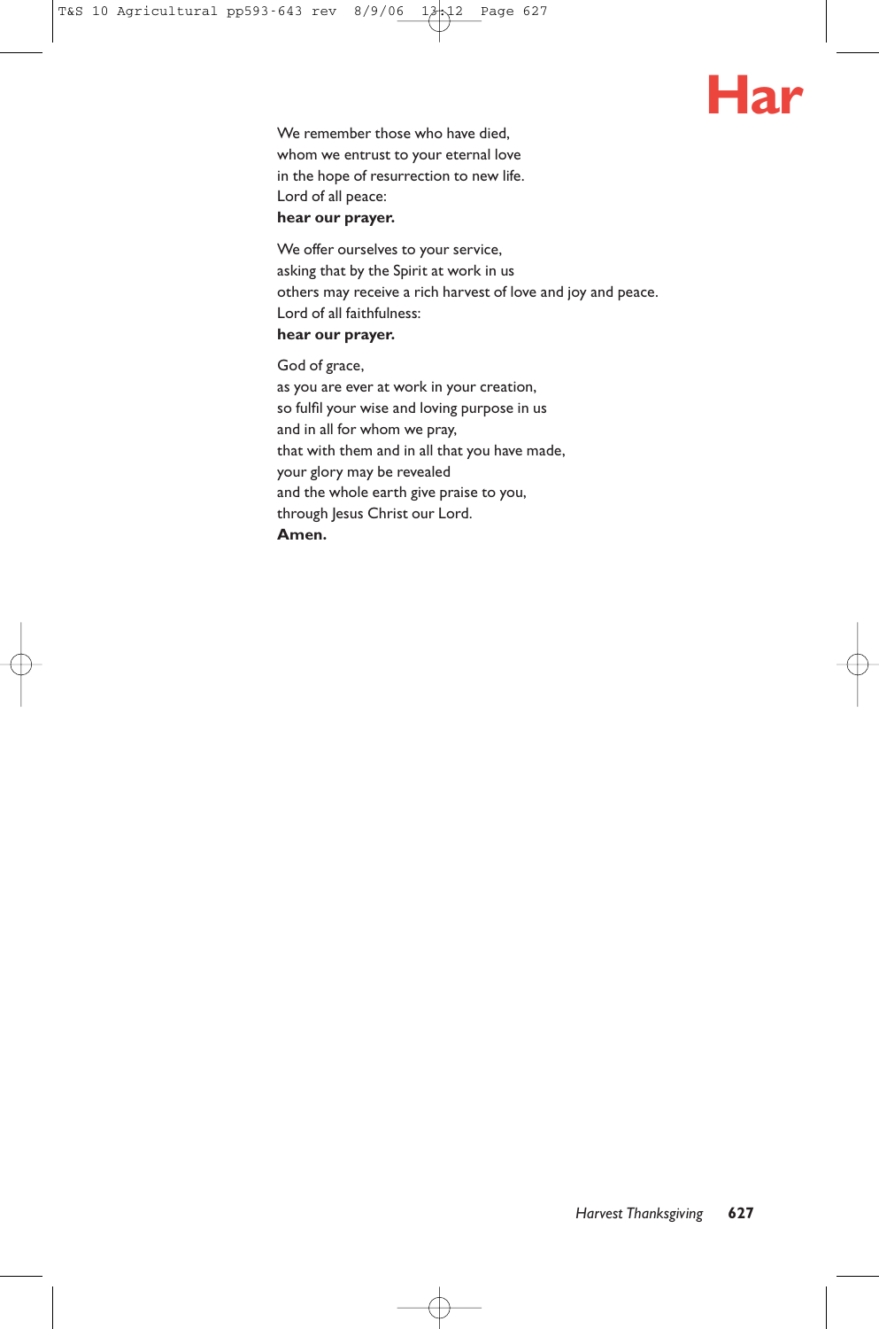We remember those who have died,
whom we entrust to your eternal love
in the hope of resurrection to new life.
Lord of all peace:
**hear our prayer.**

We offer ourselves to your service,
asking that by the Spirit at work in us
others may receive a rich harvest of love and joy and peace.
Lord of all faithfulness:
**hear our prayer.**

God of grace,
as you are ever at work in your creation,
so fulfil your wise and loving purpose in us
and in all for whom we pray,
that with them and in all that you have made,
your glory may be revealed
and the whole earth give praise to you,
through Jesus Christ our Lord.
**Amen.**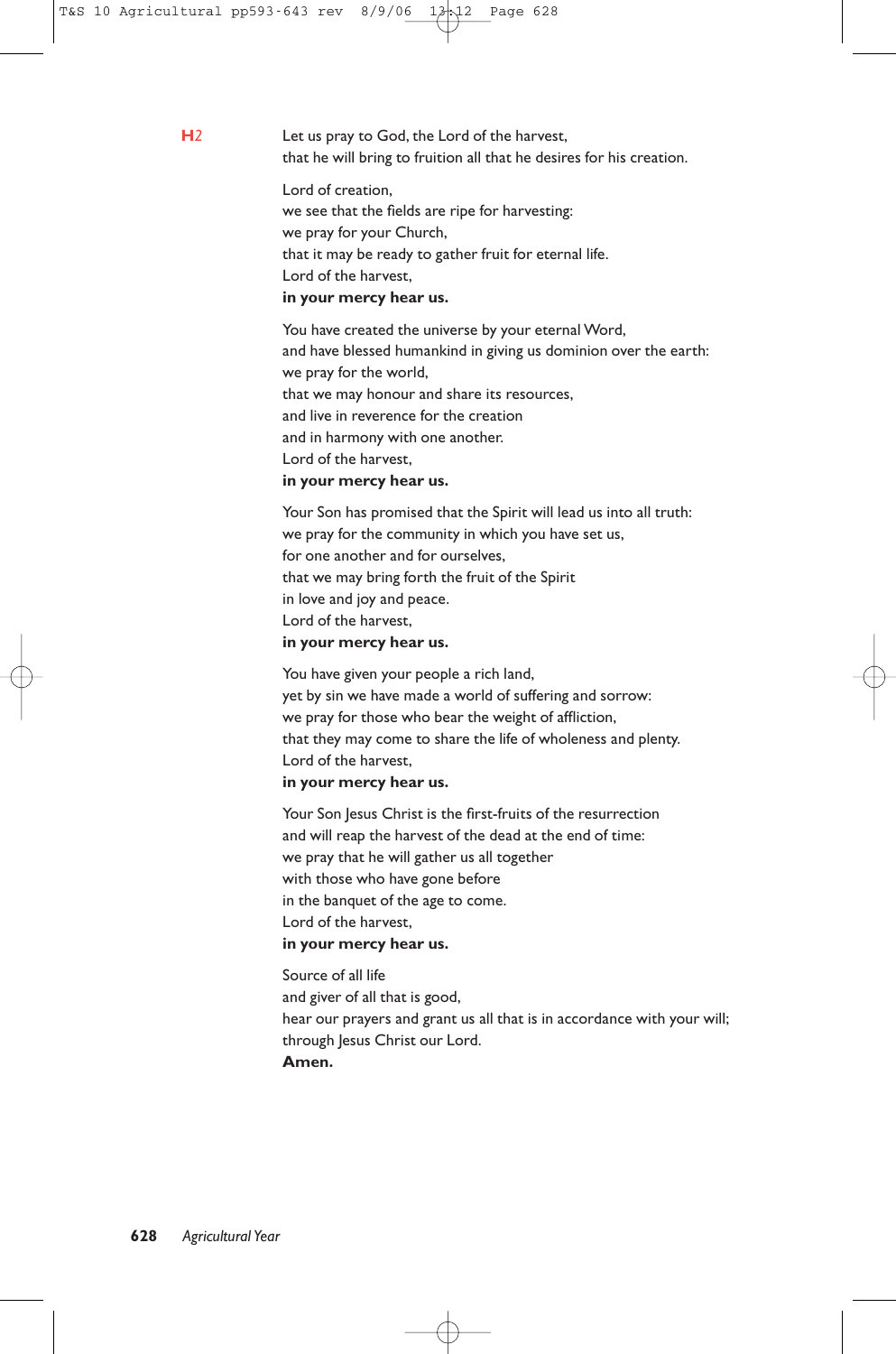**H2**

Let us pray to God, the Lord of the harvest,
that he will bring to fruition all that he desires for his creation.

Lord of creation,
we see that the fields are ripe for harvesting:
we pray for your Church,
that it may be ready to gather fruit for eternal life.
Lord of the harvest,
**in your mercy hear us.**

You have created the universe by your eternal Word,
and have blessed humankind in giving us dominion over the earth:
we pray for the world,
that we may honour and share its resources,
and live in reverence for the creation
and in harmony with one another.
Lord of the harvest,
**in your mercy hear us.**

Your Son has promised that the Spirit will lead us into all truth:
we pray for the community in which you have set us,
for one another and for ourselves,
that we may bring forth the fruit of the Spirit
in love and joy and peace.
Lord of the harvest,
**in your mercy hear us.**

You have given your people a rich land,
yet by sin we have made a world of suffering and sorrow:
we pray for those who bear the weight of affliction,
that they may come to share the life of wholeness and plenty.
Lord of the harvest,
**in your mercy hear us.**

Your Son Jesus Christ is the first-fruits of the resurrection
and will reap the harvest of the dead at the end of time:
we pray that he will gather us all together
with those who have gone before
in the banquet of the age to come.
Lord of the harvest,
**in your mercy hear us.**

Source of all life
and giver of all that is good,
hear our prayers and grant us all that is in accordance with your will;
through Jesus Christ our Lord.
**Amen.**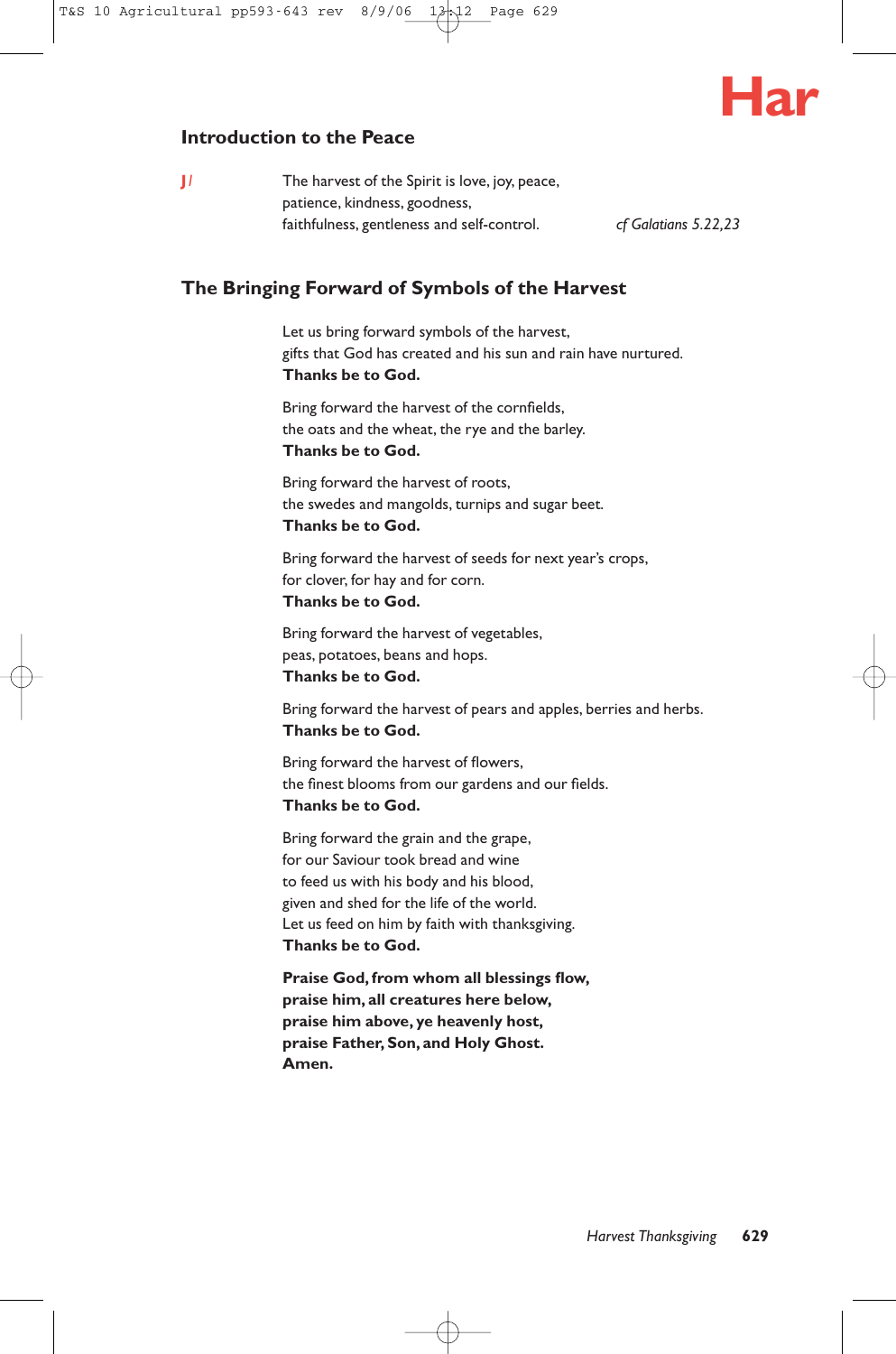## Introduction to the Peace

J/ The harvest of the Spirit is love, joy, peace,
patience, kindness, goodness,
faithfulness, gentleness and self-control. *cf Galatians 5.22,23*

## The Bringing Forward of Symbols of the Harvest

Let us bring forward symbols of the harvest,
gifts that God has created and his sun and rain have nurtured.
**Thanks be to God.**

Bring forward the harvest of the cornfields,
the oats and the wheat, the rye and the barley.
**Thanks be to God.**

Bring forward the harvest of roots,
the swedes and mangolds, turnips and sugar beet.
**Thanks be to God.**

Bring forward the harvest of seeds for next year's crops,
for clover, for hay and for corn.
**Thanks be to God.**

Bring forward the harvest of vegetables,
peas, potatoes, beans and hops.
**Thanks be to God.**

Bring forward the harvest of pears and apples, berries and herbs.
**Thanks be to God.**

Bring forward the harvest of flowers,
the finest blooms from our gardens and our fields.
**Thanks be to God.**

Bring forward the grain and the grape,
for our Saviour took bread and wine
to feed us with his body and his blood,
given and shed for the life of the world.
Let us feed on him by faith with thanksgiving.
**Thanks be to God.**

**Praise God, from whom all blessings flow,**
**praise him, all creatures here below,**
**praise him above, ye heavenly host,**
**praise Father, Son, and Holy Ghost.**
**Amen.**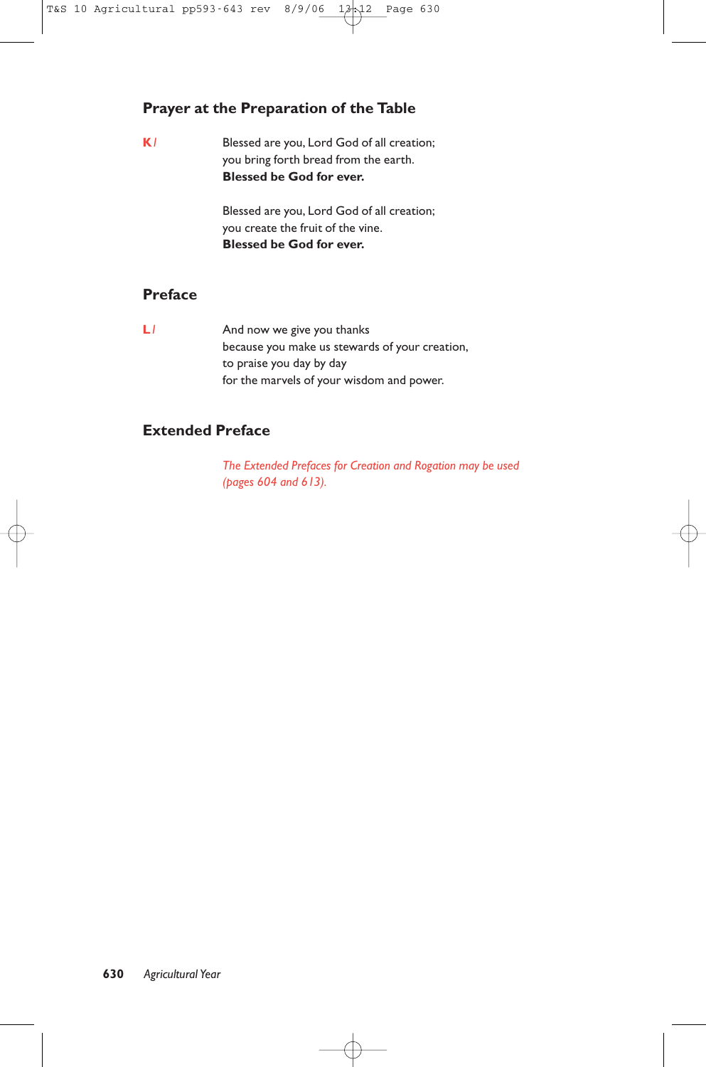## Prayer at the Preparation of the Table

**K** /

Blessed are you, Lord God of all creation;
you bring forth bread from the earth.
**Blessed be God for ever.**

Blessed are you, Lord God of all creation;
you create the fruit of the vine.
**Blessed be God for ever.**

## Preface

**L** /

And now we give you thanks
because you make us stewards of your creation,
to praise you day by day
for the marvels of your wisdom and power.

## Extended Preface

*The Extended Prefaces for Creation and Rogation may be used (pages 604 and 613).*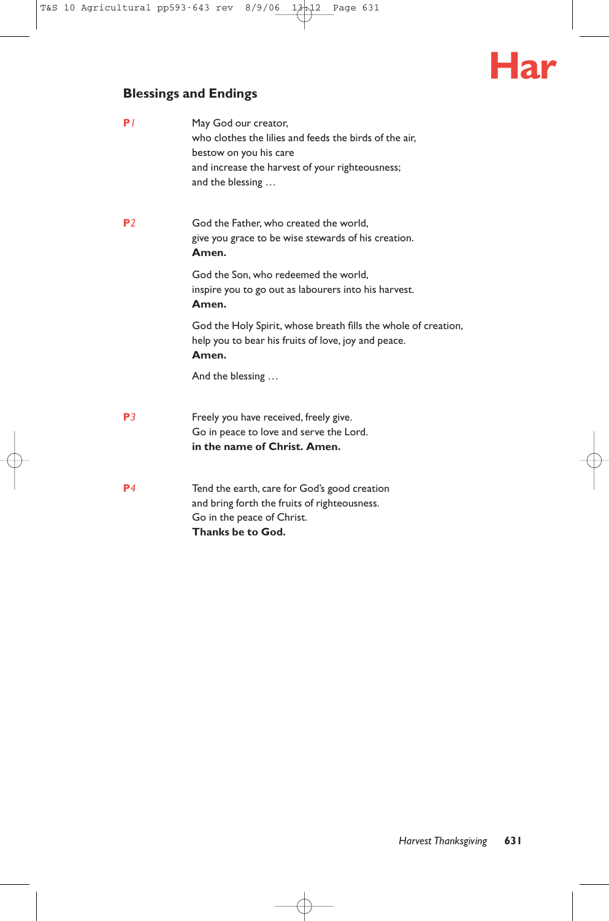## Blessings and Endings

**P1**

May God our creator,
who clothes the lilies and feeds the birds of the air,
bestow on you his care
and increase the harvest of your righteousness;
and the blessing …

**P2**

God the Father, who created the world,
give you grace to be wise stewards of his creation.
**Amen.**

God the Son, who redeemed the world,
inspire you to go out as labourers into his harvest.
**Amen.**

God the Holy Spirit, whose breath fills the whole of creation,
help you to bear his fruits of love, joy and peace.
**Amen.**

And the blessing …

**P3**

Freely you have received, freely give.
Go in peace to love and serve the Lord.
**in the name of Christ. Amen.**

**P4**

Tend the earth, care for God's good creation
and bring forth the fruits of righteousness.
Go in the peace of Christ.
**Thanks be to God.**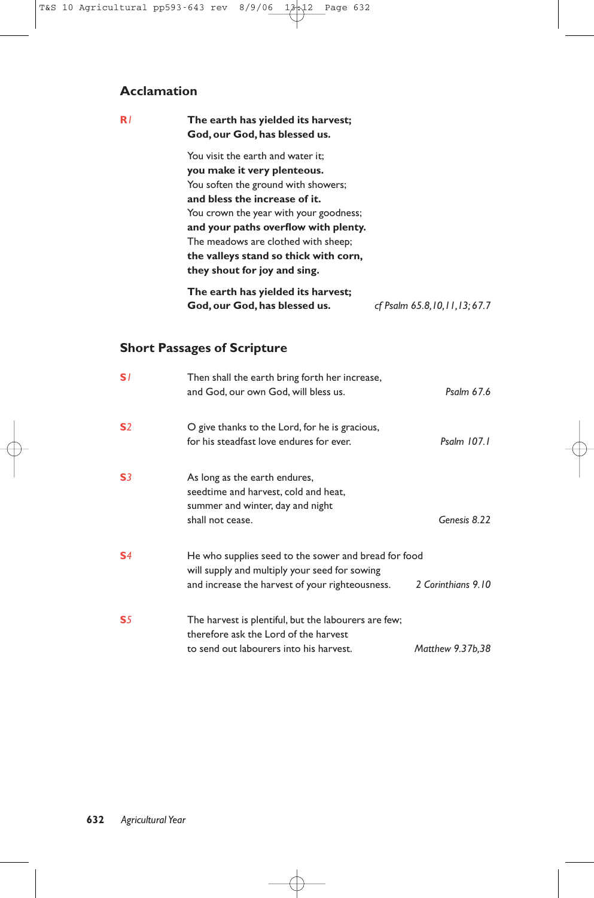## Acclamation

**R1**

**The earth has yielded its harvest;**
**God, our God, has blessed us.**

You visit the earth and water it;
**you make it very plenteous.**
You soften the ground with showers;
**and bless the increase of it.**
You crown the year with your goodness;
**and your paths overflow with plenty.**
The meadows are clothed with sheep;
**the valleys stand so thick with corn,**
**they shout for joy and sing.**

**The earth has yielded its harvest;**
**God, our God, has blessed us.** *cf Psalm 65.8,10,11,13; 67.7*

## Short Passages of Scripture

**S1**

Then shall the earth bring forth her increase,
and God, our own God, will bless us. *Psalm 67.6*

**S2**

O give thanks to the Lord, for he is gracious,
for his steadfast love endures for ever. *Psalm 107.1*

**S3**

As long as the earth endures,
seedtime and harvest, cold and heat,
summer and winter, day and night
shall not cease. *Genesis 8.22*

**S4**

He who supplies seed to the sower and bread for food
will supply and multiply your seed for sowing
and increase the harvest of your righteousness. *2 Corinthians 9.10*

**S5**

The harvest is plentiful, but the labourers are few;
therefore ask the Lord of the harvest
to send out labourers into his harvest. *Matthew 9.37b,38*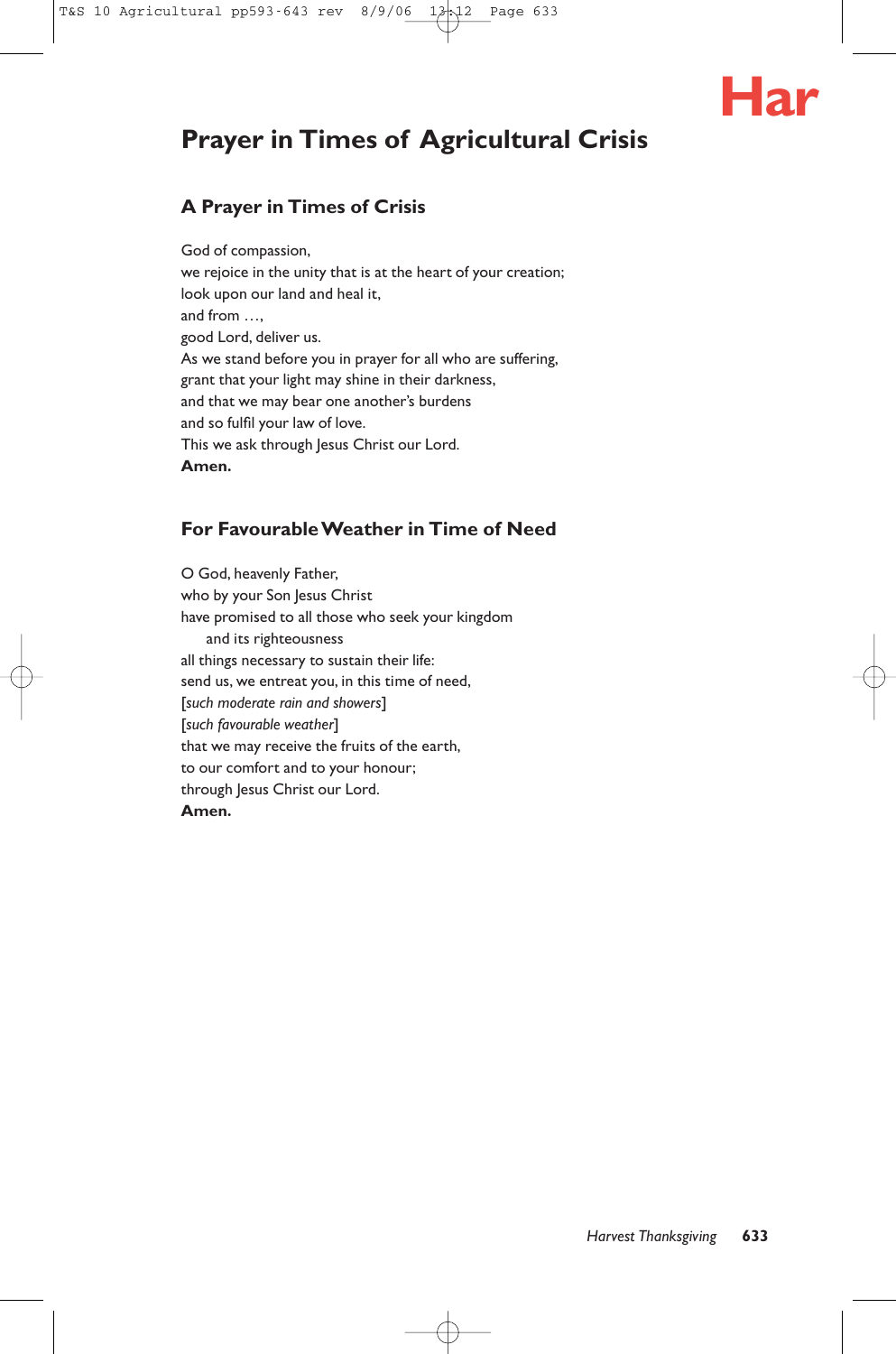# Prayer in Times of Agricultural Crisis

## A Prayer in Times of Crisis

God of compassion,
we rejoice in the unity that is at the heart of your creation;
look upon our land and heal it,
and from …,
good Lord, deliver us.
As we stand before you in prayer for all who are suffering,
grant that your light may shine in their darkness,
and that we may bear one another's burdens
and so fulfil your law of love.
This we ask through Jesus Christ our Lord.
**Amen.**

## For Favourable Weather in Time of Need

O God, heavenly Father,
who by your Son Jesus Christ
have promised to all those who seek your kingdom
  and its righteousness
all things necessary to sustain their life:
send us, we entreat you, in this time of need,
[*such moderate rain and showers*]
[*such favourable weather*]
that we may receive the fruits of the earth,
to our comfort and to your honour;
through Jesus Christ our Lord.
**Amen.**